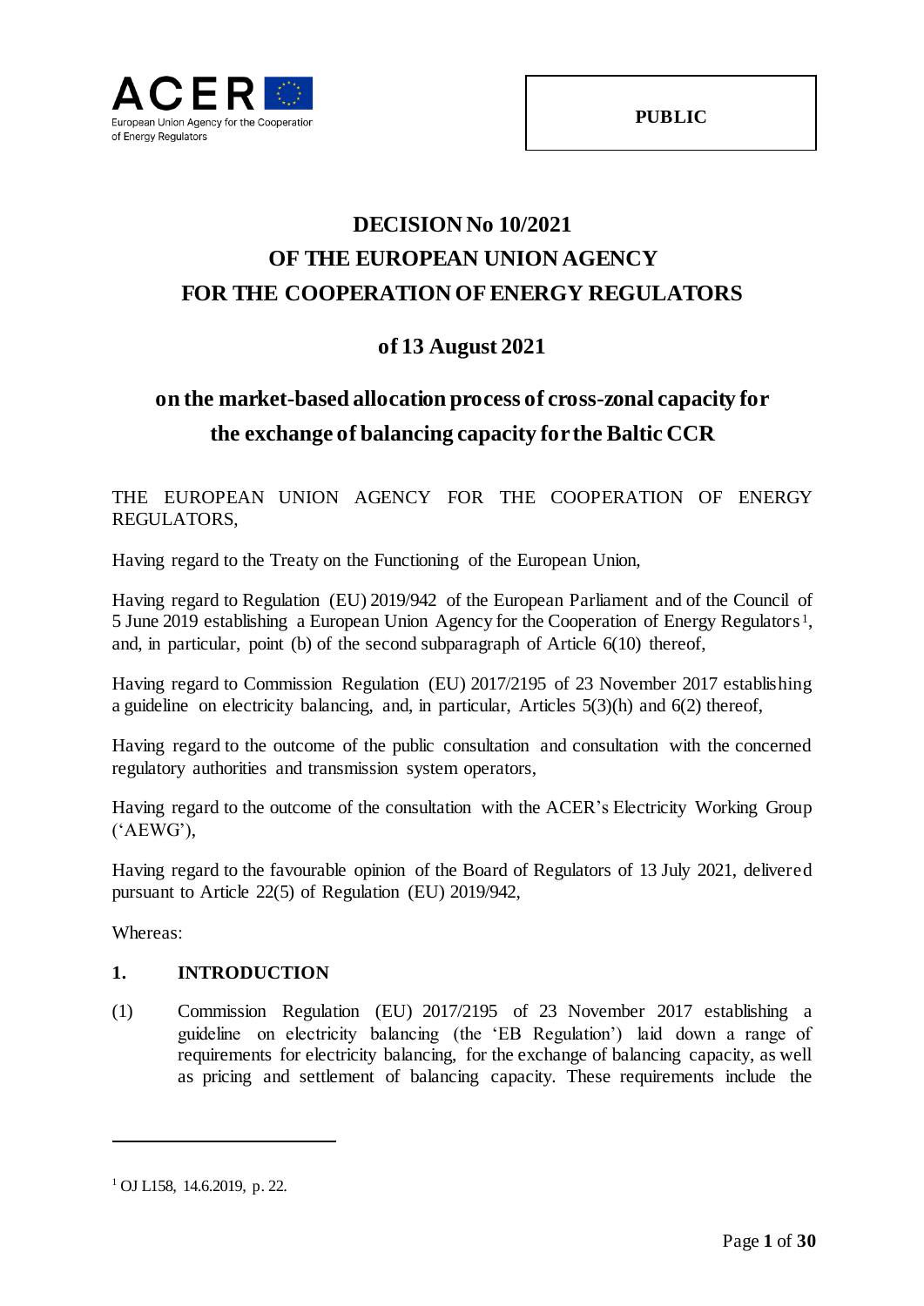PUBLIC

# DECISION No 10/2021
# OF THE EUROPEAN UNION AGENCY
# FOR THE COOPERATION OF ENERGY REGULATORS

## of 13 August 2021

## on the market-based allocation process of cross-zonal capacity for the exchange of balancing capacity for the Baltic CCR

THE EUROPEAN UNION AGENCY FOR THE COOPERATION OF ENERGY REGULATORS,

Having regard to the Treaty on the Functioning of the European Union,

Having regard to Regulation (EU) 2019/942 of the European Parliament and of the Council of 5 June 2019 establishing a European Union Agency for the Cooperation of Energy Regulators[1], and, in particular, point (b) of the second subparagraph of Article 6(10) thereof,

Having regard to Commission Regulation (EU) 2017/2195 of 23 November 2017 establishing a guideline on electricity balancing, and, in particular, Articles 5(3)(h) and 6(2) thereof,

Having regard to the outcome of the public consultation and consultation with the concerned regulatory authorities and transmission system operators,

Having regard to the outcome of the consultation with the ACER's Electricity Working Group ('AEWG'),

Having regard to the favourable opinion of the Board of Regulators of 13 July 2021, delivered pursuant to Article 22(5) of Regulation (EU) 2019/942,

Whereas:

### 1. INTRODUCTION

(1) Commission Regulation (EU) 2017/2195 of 23 November 2017 establishing a guideline on electricity balancing (the 'EB Regulation') laid down a range of requirements for electricity balancing, for the exchange of balancing capacity, as well as pricing and settlement of balancing capacity. These requirements include the

[1] OJ L158, 14.6.2019, p. 22.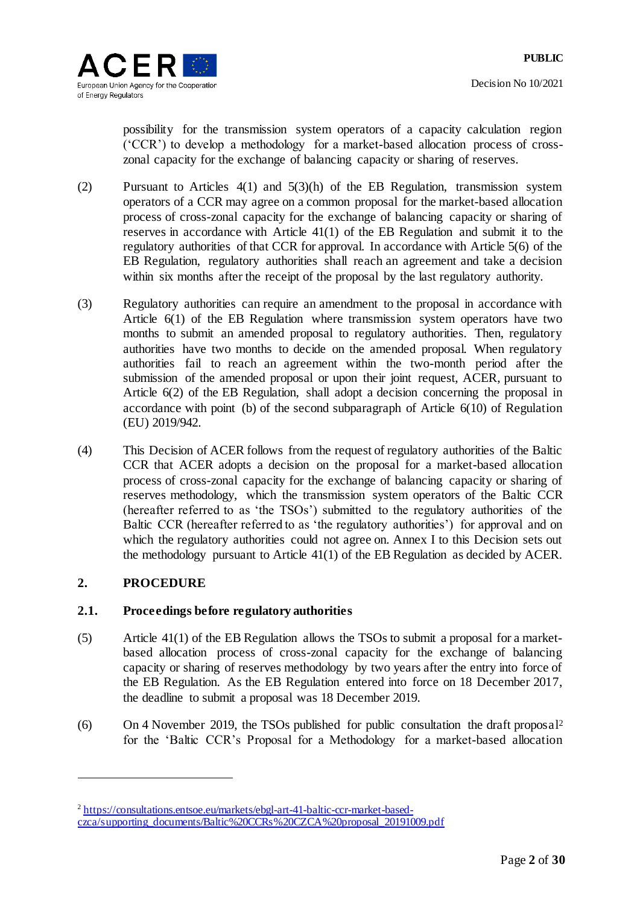possibility for the transmission system operators of a capacity calculation region ('CCR') to develop a methodology for a market-based allocation process of cross-zonal capacity for the exchange of balancing capacity or sharing of reserves.

(2) Pursuant to Articles 4(1) and 5(3)(h) of the EB Regulation, transmission system operators of a CCR may agree on a common proposal for the market-based allocation process of cross-zonal capacity for the exchange of balancing capacity or sharing of reserves in accordance with Article 41(1) of the EB Regulation and submit it to the regulatory authorities of that CCR for approval. In accordance with Article 5(6) of the EB Regulation, regulatory authorities shall reach an agreement and take a decision within six months after the receipt of the proposal by the last regulatory authority.

(3) Regulatory authorities can require an amendment to the proposal in accordance with Article 6(1) of the EB Regulation where transmission system operators have two months to submit an amended proposal to regulatory authorities. Then, regulatory authorities have two months to decide on the amended proposal. When regulatory authorities fail to reach an agreement within the two-month period after the submission of the amended proposal or upon their joint request, ACER, pursuant to Article 6(2) of the EB Regulation, shall adopt a decision concerning the proposal in accordance with point (b) of the second subparagraph of Article 6(10) of Regulation (EU) 2019/942.

(4) This Decision of ACER follows from the request of regulatory authorities of the Baltic CCR that ACER adopts a decision on the proposal for a market-based allocation process of cross-zonal capacity for the exchange of balancing capacity or sharing of reserves methodology, which the transmission system operators of the Baltic CCR (hereafter referred to as 'the TSOs') submitted to the regulatory authorities of the Baltic CCR (hereafter referred to as 'the regulatory authorities') for approval and on which the regulatory authorities could not agree on. Annex I to this Decision sets out the methodology pursuant to Article 41(1) of the EB Regulation as decided by ACER.

## 2. PROCEDURE

### 2.1. Proceedings before regulatory authorities

(5) Article 41(1) of the EB Regulation allows the TSOs to submit a proposal for a market-based allocation process of cross-zonal capacity for the exchange of balancing capacity or sharing of reserves methodology by two years after the entry into force of the EB Regulation. As the EB Regulation entered into force on 18 December 2017, the deadline to submit a proposal was 18 December 2019.

(6) On 4 November 2019, the TSOs published for public consultation the draft proposal[2] for the 'Baltic CCR's Proposal for a Methodology for a market-based allocation

[2] https://consultations.entsoe.eu/markets/ebgl-art-41-baltic-ccr-market-based-czca/supporting_documents/Baltic%20CCRs%20CZCA%20proposal_20191009.pdf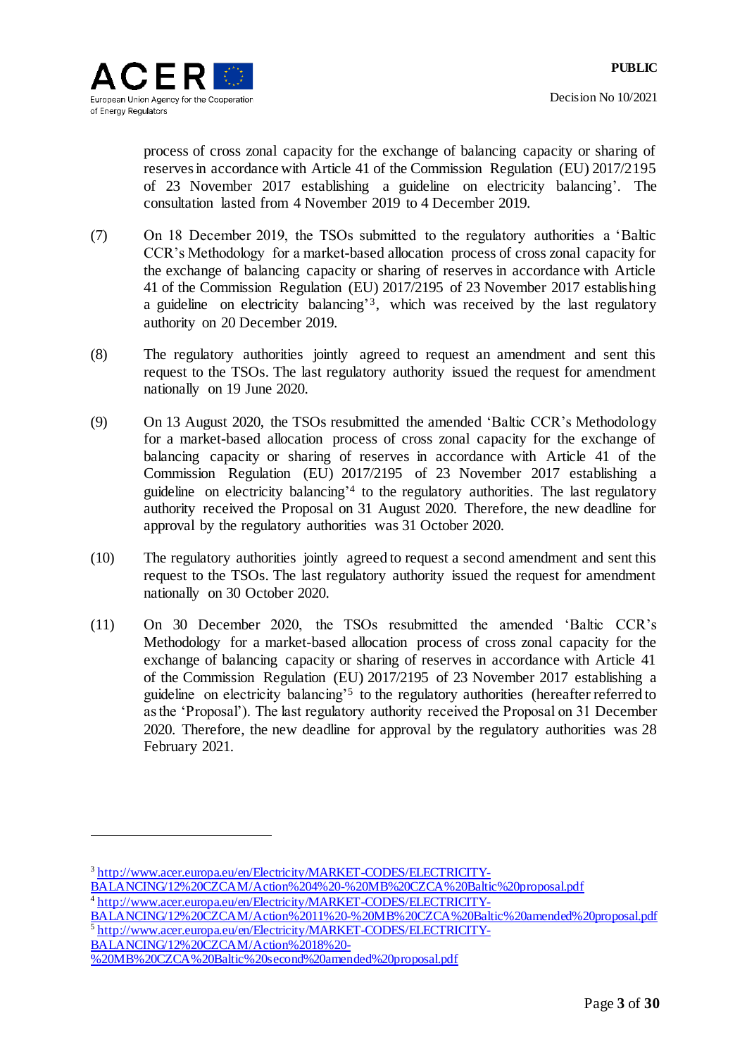process of cross zonal capacity for the exchange of balancing capacity or sharing of reserves in accordance with Article 41 of the Commission Regulation (EU) 2017/2195 of 23 November 2017 establishing a guideline on electricity balancing'. The consultation lasted from 4 November 2019 to 4 December 2019.

(7) On 18 December 2019, the TSOs submitted to the regulatory authorities a 'Baltic CCR's Methodology for a market-based allocation process of cross zonal capacity for the exchange of balancing capacity or sharing of reserves in accordance with Article 41 of the Commission Regulation (EU) 2017/2195 of 23 November 2017 establishing a guideline on electricity balancing'[3], which was received by the last regulatory authority on 20 December 2019.

(8) The regulatory authorities jointly agreed to request an amendment and sent this request to the TSOs. The last regulatory authority issued the request for amendment nationally on 19 June 2020.

(9) On 13 August 2020, the TSOs resubmitted the amended 'Baltic CCR's Methodology for a market-based allocation process of cross zonal capacity for the exchange of balancing capacity or sharing of reserves in accordance with Article 41 of the Commission Regulation (EU) 2017/2195 of 23 November 2017 establishing a guideline on electricity balancing'[4] to the regulatory authorities. The last regulatory authority received the Proposal on 31 August 2020. Therefore, the new deadline for approval by the regulatory authorities was 31 October 2020.

(10) The regulatory authorities jointly agreed to request a second amendment and sent this request to the TSOs. The last regulatory authority issued the request for amendment nationally on 30 October 2020.

(11) On 30 December 2020, the TSOs resubmitted the amended 'Baltic CCR's Methodology for a market-based allocation process of cross zonal capacity for the exchange of balancing capacity or sharing of reserves in accordance with Article 41 of the Commission Regulation (EU) 2017/2195 of 23 November 2017 establishing a guideline on electricity balancing'[5] to the regulatory authorities (hereafter referred to as the 'Proposal'). The last regulatory authority received the Proposal on 31 December 2020. Therefore, the new deadline for approval by the regulatory authorities was 28 February 2021.

---

[3] http://www.acer.europa.eu/en/Electricity/MARKET-CODES/ELECTRICITY-BALANCING/12%20CZCAM/Action%204%20-%20MB%20CZCA%20Baltic%20proposal.pdf

[4] http://www.acer.europa.eu/en/Electricity/MARKET-CODES/ELECTRICITY-BALANCING/12%20CZCAM/Action%2011%20-%20MB%20CZCA%20Baltic%20amended%20proposal.pdf

[5] http://www.acer.europa.eu/en/Electricity/MARKET-CODES/ELECTRICITY-BALANCING/12%20CZCAM/Action%2018%20-%20MB%20CZCA%20Baltic%20second%20amended%20proposal.pdf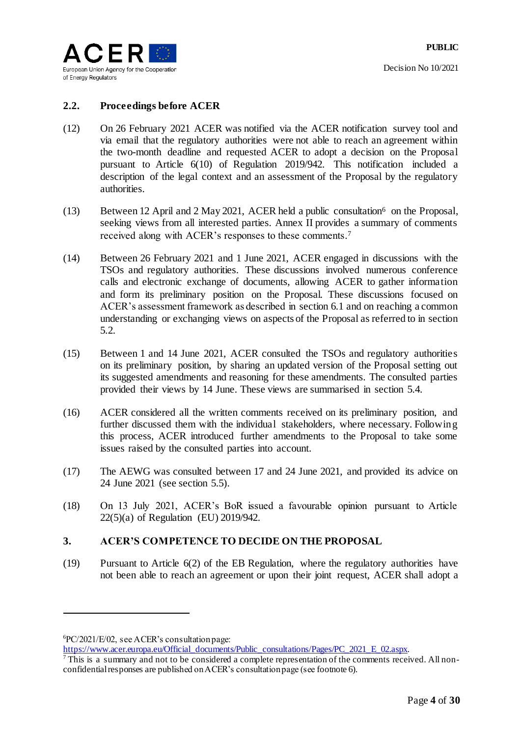## 2.2. Proceedings before ACER

(12) On 26 February 2021 ACER was notified via the ACER notification survey tool and via email that the regulatory authorities were not able to reach an agreement within the two-month deadline and requested ACER to adopt a decision on the Proposal pursuant to Article 6(10) of Regulation 2019/942. This notification included a description of the legal context and an assessment of the Proposal by the regulatory authorities.

(13) Between 12 April and 2 May 2021, ACER held a public consultation[6] on the Proposal, seeking views from all interested parties. Annex II provides a summary of comments received along with ACER's responses to these comments.[7]

(14) Between 26 February 2021 and 1 June 2021, ACER engaged in discussions with the TSOs and regulatory authorities. These discussions involved numerous conference calls and electronic exchange of documents, allowing ACER to gather information and form its preliminary position on the Proposal. These discussions focused on ACER's assessment framework as described in section 6.1 and on reaching a common understanding or exchanging views on aspects of the Proposal as referred to in section 5.2.

(15) Between 1 and 14 June 2021, ACER consulted the TSOs and regulatory authorities on its preliminary position, by sharing an updated version of the Proposal setting out its suggested amendments and reasoning for these amendments. The consulted parties provided their views by 14 June. These views are summarised in section 5.4.

(16) ACER considered all the written comments received on its preliminary position, and further discussed them with the individual stakeholders, where necessary. Following this process, ACER introduced further amendments to the Proposal to take some issues raised by the consulted parties into account.

(17) The AEWG was consulted between 17 and 24 June 2021, and provided its advice on 24 June 2021 (see section 5.5).

(18) On 13 July 2021, ACER's BoR issued a favourable opinion pursuant to Article 22(5)(a) of Regulation (EU) 2019/942.

## 3. ACER'S COMPETENCE TO DECIDE ON THE PROPOSAL

(19) Pursuant to Article 6(2) of the EB Regulation, where the regulatory authorities have not been able to reach an agreement or upon their joint request, ACER shall adopt a

---

[6] PC/2021/E/02, see ACER's consultation page: https://www.acer.europa.eu/Official_documents/Public_consultations/Pages/PC_2021_E_02.aspx.

[7] This is a summary and not to be considered a complete representation of the comments received. All non-confidential responses are published on ACER's consultation page (see footnote 6).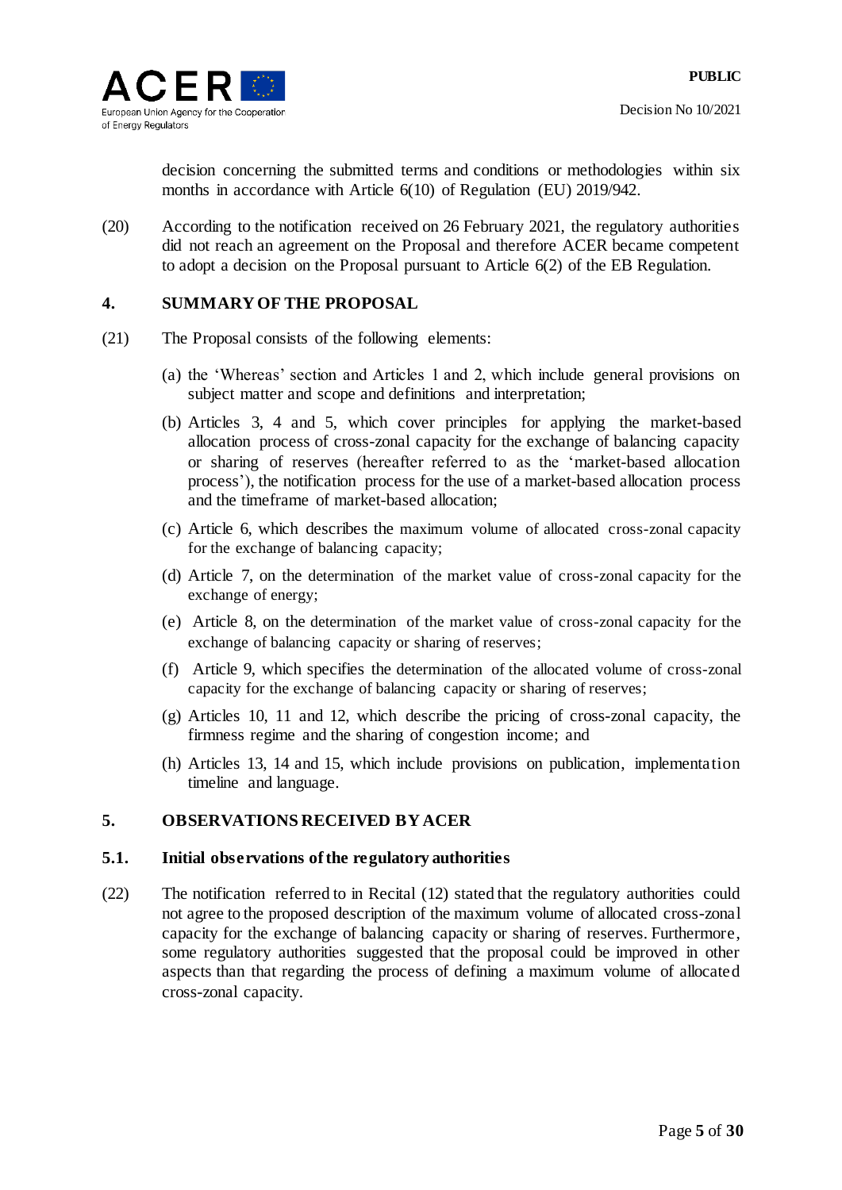decision concerning the submitted terms and conditions or methodologies within six months in accordance with Article 6(10) of Regulation (EU) 2019/942.

(20) According to the notification received on 26 February 2021, the regulatory authorities did not reach an agreement on the Proposal and therefore ACER became competent to adopt a decision on the Proposal pursuant to Article 6(2) of the EB Regulation.

## 4. SUMMARY OF THE PROPOSAL

(21) The Proposal consists of the following elements:

(a) the 'Whereas' section and Articles 1 and 2, which include general provisions on subject matter and scope and definitions and interpretation;

(b) Articles 3, 4 and 5, which cover principles for applying the market-based allocation process of cross-zonal capacity for the exchange of balancing capacity or sharing of reserves (hereafter referred to as the 'market-based allocation process'), the notification process for the use of a market-based allocation process and the timeframe of market-based allocation;

(c) Article 6, which describes the maximum volume of allocated cross-zonal capacity for the exchange of balancing capacity;

(d) Article 7, on the determination of the market value of cross-zonal capacity for the exchange of energy;

(e) Article 8, on the determination of the market value of cross-zonal capacity for the exchange of balancing capacity or sharing of reserves;

(f) Article 9, which specifies the determination of the allocated volume of cross-zonal capacity for the exchange of balancing capacity or sharing of reserves;

(g) Articles 10, 11 and 12, which describe the pricing of cross-zonal capacity, the firmness regime and the sharing of congestion income; and

(h) Articles 13, 14 and 15, which include provisions on publication, implementation timeline and language.

## 5. OBSERVATIONS RECEIVED BY ACER

### 5.1. Initial observations of the regulatory authorities

(22) The notification referred to in Recital (12) stated that the regulatory authorities could not agree to the proposed description of the maximum volume of allocated cross-zonal capacity for the exchange of balancing capacity or sharing of reserves. Furthermore, some regulatory authorities suggested that the proposal could be improved in other aspects than that regarding the process of defining a maximum volume of allocated cross-zonal capacity.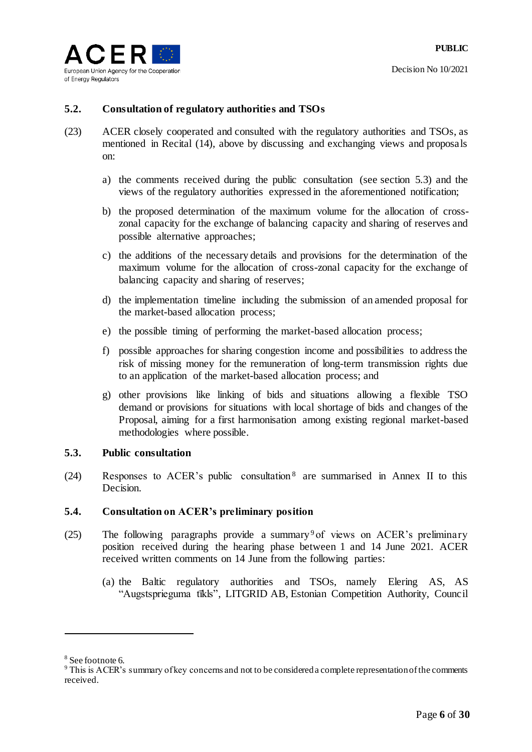### 5.2. Consultation of regulatory authorities and TSOs

(23) ACER closely cooperated and consulted with the regulatory authorities and TSOs, as mentioned in Recital (14), above by discussing and exchanging views and proposals on:

a) the comments received during the public consultation (see section 5.3) and the views of the regulatory authorities expressed in the aforementioned notification;

b) the proposed determination of the maximum volume for the allocation of cross-zonal capacity for the exchange of balancing capacity and sharing of reserves and possible alternative approaches;

c) the additions of the necessary details and provisions for the determination of the maximum volume for the allocation of cross-zonal capacity for the exchange of balancing capacity and sharing of reserves;

d) the implementation timeline including the submission of an amended proposal for the market-based allocation process;

e) the possible timing of performing the market-based allocation process;

f) possible approaches for sharing congestion income and possibilities to address the risk of missing money for the remuneration of long-term transmission rights due to an application of the market-based allocation process; and

g) other provisions like linking of bids and situations allowing a flexible TSO demand or provisions for situations with local shortage of bids and changes of the Proposal, aiming for a first harmonisation among existing regional market-based methodologies where possible.

### 5.3. Public consultation

(24) Responses to ACER's public consultation[8] are summarised in Annex II to this Decision.

### 5.4. Consultation on ACER's preliminary position

(25) The following paragraphs provide a summary[9] of views on ACER's preliminary position received during the hearing phase between 1 and 14 June 2021. ACER received written comments on 14 June from the following parties:

(a) the Baltic regulatory authorities and TSOs, namely Elering AS, AS "Augstsprieguma tīkls", LITGRID AB, Estonian Competition Authority, Council

---

[8] See footnote 6.

[9] This is ACER's summary of key concerns and not to be considered a complete representation of the comments received.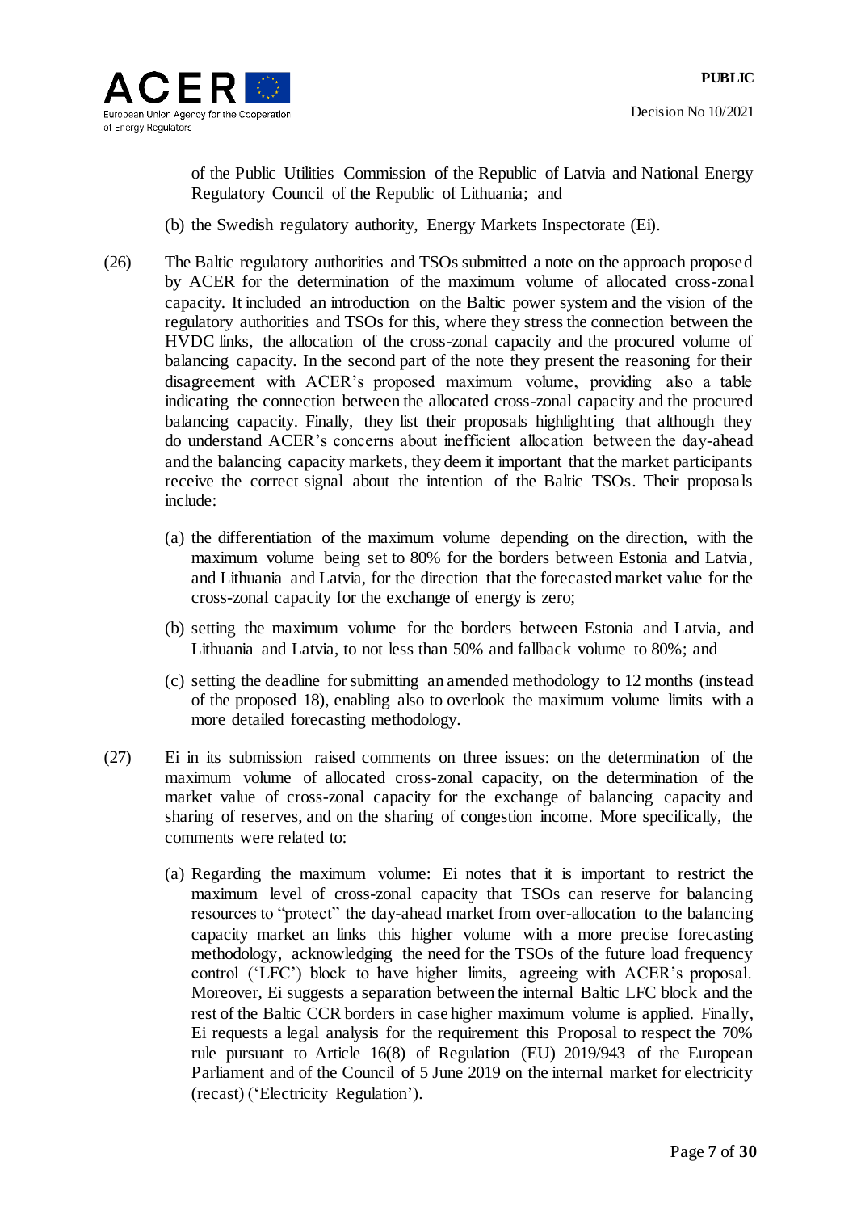of the Public Utilities Commission of the Republic of Latvia and National Energy Regulatory Council of the Republic of Lithuania; and

(b) the Swedish regulatory authority, Energy Markets Inspectorate (Ei).

(26) The Baltic regulatory authorities and TSOs submitted a note on the approach proposed by ACER for the determination of the maximum volume of allocated cross-zonal capacity. It included an introduction on the Baltic power system and the vision of the regulatory authorities and TSOs for this, where they stress the connection between the HVDC links, the allocation of the cross-zonal capacity and the procured volume of balancing capacity. In the second part of the note they present the reasoning for their disagreement with ACER's proposed maximum volume, providing also a table indicating the connection between the allocated cross-zonal capacity and the procured balancing capacity. Finally, they list their proposals highlighting that although they do understand ACER's concerns about inefficient allocation between the day-ahead and the balancing capacity markets, they deem it important that the market participants receive the correct signal about the intention of the Baltic TSOs. Their proposals include:

(a) the differentiation of the maximum volume depending on the direction, with the maximum volume being set to 80% for the borders between Estonia and Latvia, and Lithuania and Latvia, for the direction that the forecasted market value for the cross-zonal capacity for the exchange of energy is zero;

(b) setting the maximum volume for the borders between Estonia and Latvia, and Lithuania and Latvia, to not less than 50% and fallback volume to 80%; and

(c) setting the deadline for submitting an amended methodology to 12 months (instead of the proposed 18), enabling also to overlook the maximum volume limits with a more detailed forecasting methodology.

(27) Ei in its submission raised comments on three issues: on the determination of the maximum volume of allocated cross-zonal capacity, on the determination of the market value of cross-zonal capacity for the exchange of balancing capacity and sharing of reserves, and on the sharing of congestion income. More specifically, the comments were related to:

(a) Regarding the maximum volume: Ei notes that it is important to restrict the maximum level of cross-zonal capacity that TSOs can reserve for balancing resources to "protect" the day-ahead market from over-allocation to the balancing capacity market an links this higher volume with a more precise forecasting methodology, acknowledging the need for the TSOs of the future load frequency control ('LFC') block to have higher limits, agreeing with ACER's proposal. Moreover, Ei suggests a separation between the internal Baltic LFC block and the rest of the Baltic CCR borders in case higher maximum volume is applied. Finally, Ei requests a legal analysis for the requirement this Proposal to respect the 70% rule pursuant to Article 16(8) of Regulation (EU) 2019/943 of the European Parliament and of the Council of 5 June 2019 on the internal market for electricity (recast) ('Electricity Regulation').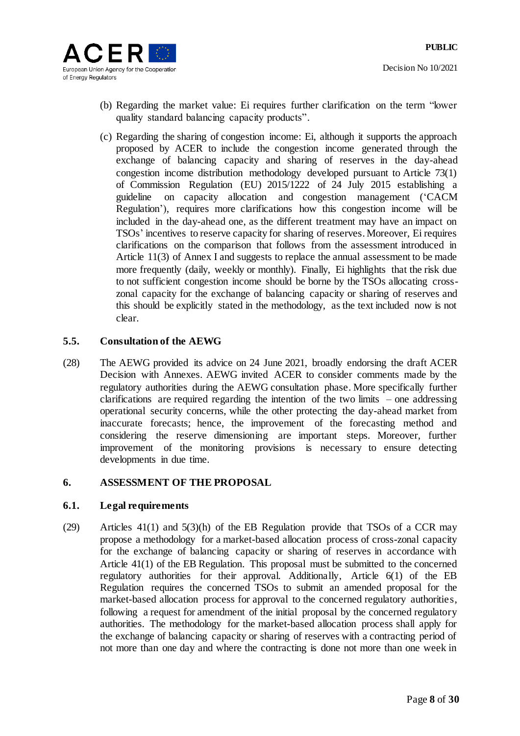(b) Regarding the market value: Ei requires further clarification on the term "lower quality standard balancing capacity products".

(c) Regarding the sharing of congestion income: Ei, although it supports the approach proposed by ACER to include the congestion income generated through the exchange of balancing capacity and sharing of reserves in the day-ahead congestion income distribution methodology developed pursuant to Article 73(1) of Commission Regulation (EU) 2015/1222 of 24 July 2015 establishing a guideline on capacity allocation and congestion management ('CACM Regulation'), requires more clarifications how this congestion income will be included in the day-ahead one, as the different treatment may have an impact on TSOs' incentives to reserve capacity for sharing of reserves. Moreover, Ei requires clarifications on the comparison that follows from the assessment introduced in Article 11(3) of Annex I and suggests to replace the annual assessment to be made more frequently (daily, weekly or monthly). Finally, Ei highlights that the risk due to not sufficient congestion income should be borne by the TSOs allocating cross-zonal capacity for the exchange of balancing capacity or sharing of reserves and this should be explicitly stated in the methodology, as the text included now is not clear.

### 5.5. Consultation of the AEWG

(28) The AEWG provided its advice on 24 June 2021, broadly endorsing the draft ACER Decision with Annexes. AEWG invited ACER to consider comments made by the regulatory authorities during the AEWG consultation phase. More specifically further clarifications are required regarding the intention of the two limits – one addressing operational security concerns, while the other protecting the day-ahead market from inaccurate forecasts; hence, the improvement of the forecasting method and considering the reserve dimensioning are important steps. Moreover, further improvement of the monitoring provisions is necessary to ensure detecting developments in due time.

## 6. ASSESSMENT OF THE PROPOSAL

### 6.1. Legal requirements

(29) Articles 41(1) and 5(3)(h) of the EB Regulation provide that TSOs of a CCR may propose a methodology for a market-based allocation process of cross-zonal capacity for the exchange of balancing capacity or sharing of reserves in accordance with Article 41(1) of the EB Regulation. This proposal must be submitted to the concerned regulatory authorities for their approval. Additionally, Article 6(1) of the EB Regulation requires the concerned TSOs to submit an amended proposal for the market-based allocation process for approval to the concerned regulatory authorities, following a request for amendment of the initial proposal by the concerned regulatory authorities. The methodology for the market-based allocation process shall apply for the exchange of balancing capacity or sharing of reserves with a contracting period of not more than one day and where the contracting is done not more than one week in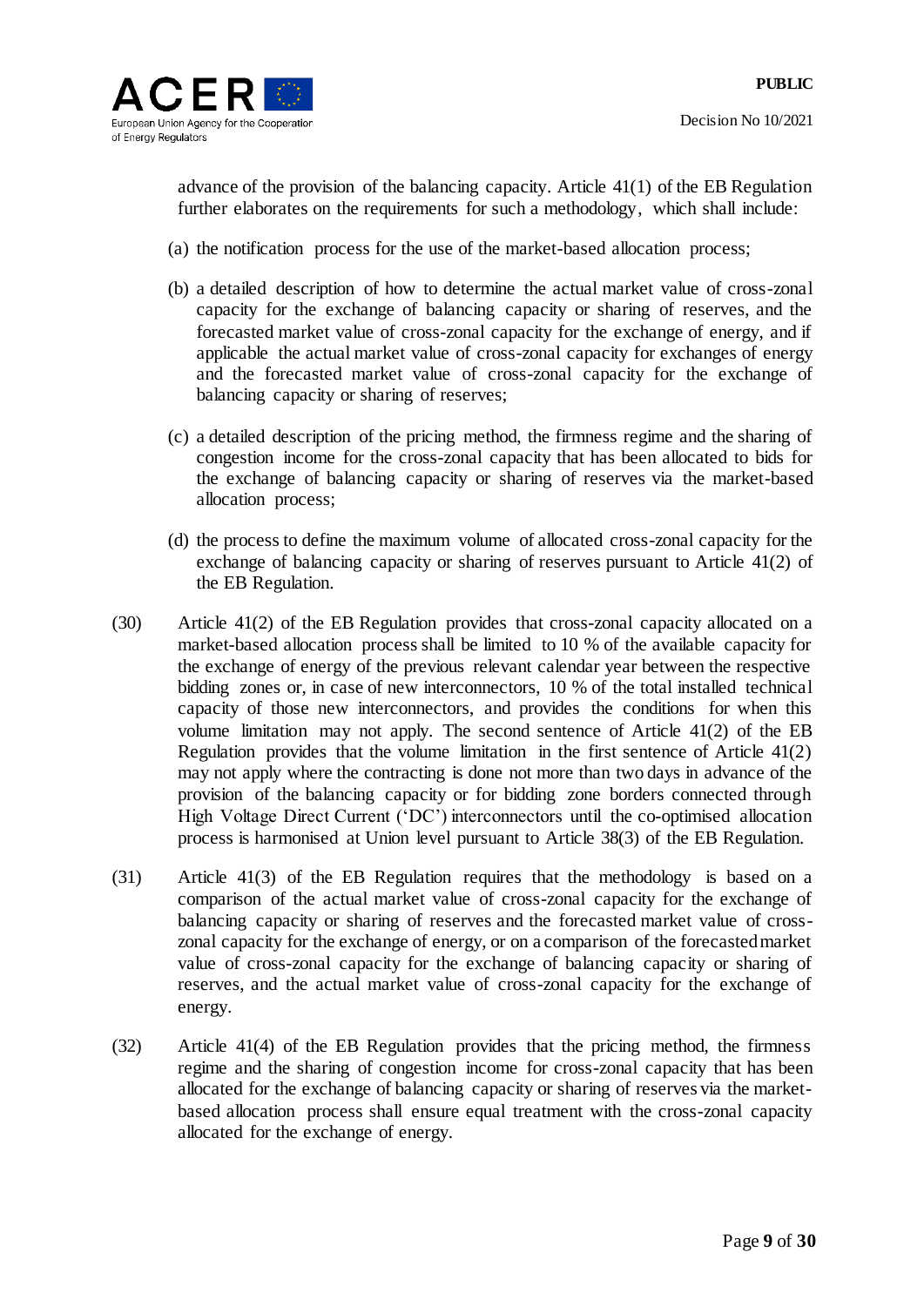advance of the provision of the balancing capacity. Article 41(1) of the EB Regulation further elaborates on the requirements for such a methodology, which shall include:

(a) the notification process for the use of the market-based allocation process;

(b) a detailed description of how to determine the actual market value of cross-zonal capacity for the exchange of balancing capacity or sharing of reserves, and the forecasted market value of cross-zonal capacity for the exchange of energy, and if applicable the actual market value of cross-zonal capacity for exchanges of energy and the forecasted market value of cross-zonal capacity for the exchange of balancing capacity or sharing of reserves;

(c) a detailed description of the pricing method, the firmness regime and the sharing of congestion income for the cross-zonal capacity that has been allocated to bids for the exchange of balancing capacity or sharing of reserves via the market-based allocation process;

(d) the process to define the maximum volume of allocated cross-zonal capacity for the exchange of balancing capacity or sharing of reserves pursuant to Article 41(2) of the EB Regulation.

(30) Article 41(2) of the EB Regulation provides that cross-zonal capacity allocated on a market-based allocation process shall be limited to 10 % of the available capacity for the exchange of energy of the previous relevant calendar year between the respective bidding zones or, in case of new interconnectors, 10 % of the total installed technical capacity of those new interconnectors, and provides the conditions for when this volume limitation may not apply. The second sentence of Article 41(2) of the EB Regulation provides that the volume limitation in the first sentence of Article 41(2) may not apply where the contracting is done not more than two days in advance of the provision of the balancing capacity or for bidding zone borders connected through High Voltage Direct Current ('DC') interconnectors until the co-optimised allocation process is harmonised at Union level pursuant to Article 38(3) of the EB Regulation.

(31) Article 41(3) of the EB Regulation requires that the methodology is based on a comparison of the actual market value of cross-zonal capacity for the exchange of balancing capacity or sharing of reserves and the forecasted market value of cross-zonal capacity for the exchange of energy, or on a comparison of the forecasted market value of cross-zonal capacity for the exchange of balancing capacity or sharing of reserves, and the actual market value of cross-zonal capacity for the exchange of energy.

(32) Article 41(4) of the EB Regulation provides that the pricing method, the firmness regime and the sharing of congestion income for cross-zonal capacity that has been allocated for the exchange of balancing capacity or sharing of reserves via the market-based allocation process shall ensure equal treatment with the cross-zonal capacity allocated for the exchange of energy.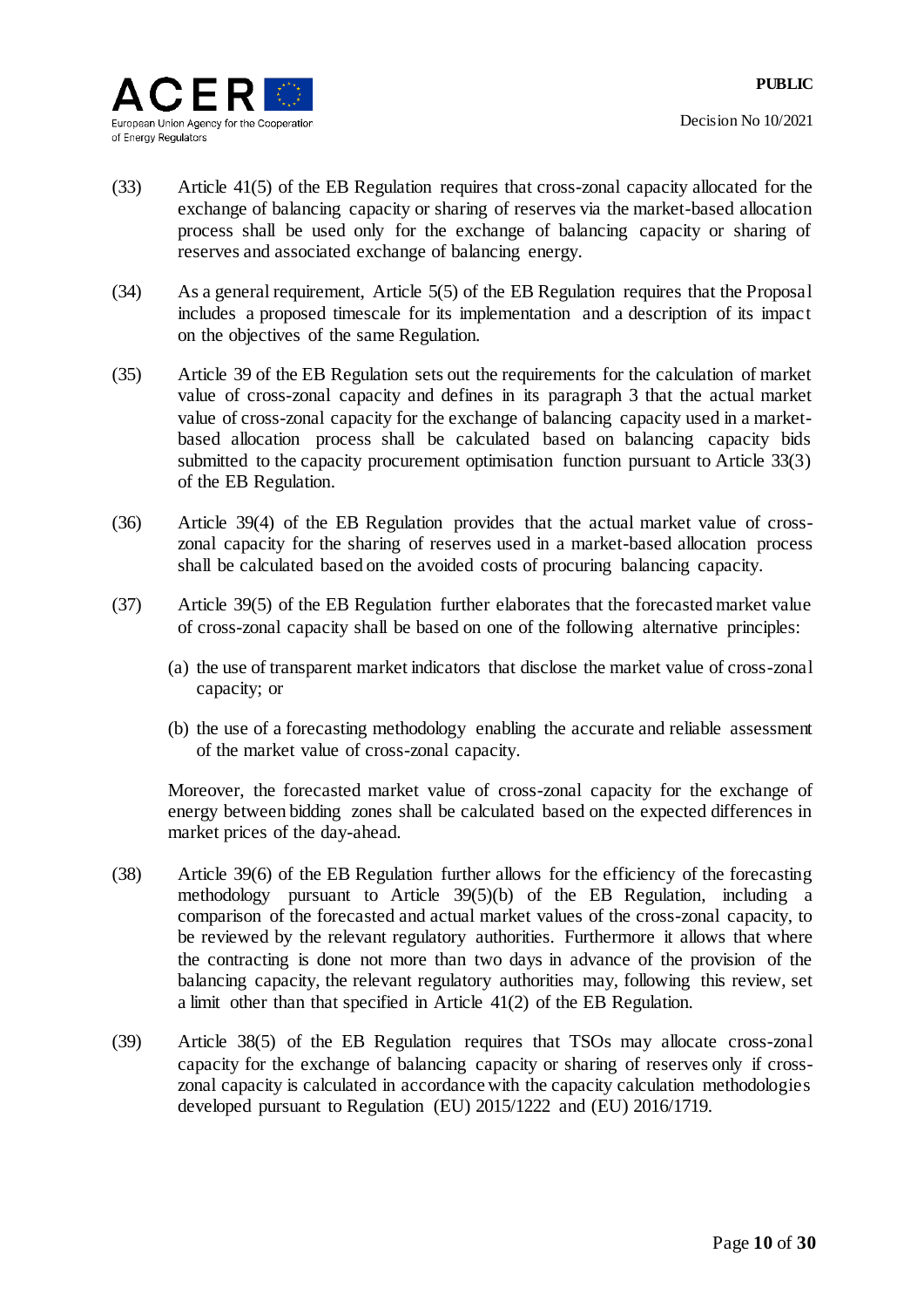(33) Article 41(5) of the EB Regulation requires that cross-zonal capacity allocated for the exchange of balancing capacity or sharing of reserves via the market-based allocation process shall be used only for the exchange of balancing capacity or sharing of reserves and associated exchange of balancing energy.

(34) As a general requirement, Article 5(5) of the EB Regulation requires that the Proposal includes a proposed timescale for its implementation and a description of its impact on the objectives of the same Regulation.

(35) Article 39 of the EB Regulation sets out the requirements for the calculation of market value of cross-zonal capacity and defines in its paragraph 3 that the actual market value of cross-zonal capacity for the exchange of balancing capacity used in a market-based allocation process shall be calculated based on balancing capacity bids submitted to the capacity procurement optimisation function pursuant to Article 33(3) of the EB Regulation.

(36) Article 39(4) of the EB Regulation provides that the actual market value of cross-zonal capacity for the sharing of reserves used in a market-based allocation process shall be calculated based on the avoided costs of procuring balancing capacity.

(37) Article 39(5) of the EB Regulation further elaborates that the forecasted market value of cross-zonal capacity shall be based on one of the following alternative principles:

(a) the use of transparent market indicators that disclose the market value of cross-zonal capacity; or

(b) the use of a forecasting methodology enabling the accurate and reliable assessment of the market value of cross-zonal capacity.

Moreover, the forecasted market value of cross-zonal capacity for the exchange of energy between bidding zones shall be calculated based on the expected differences in market prices of the day-ahead.

(38) Article 39(6) of the EB Regulation further allows for the efficiency of the forecasting methodology pursuant to Article 39(5)(b) of the EB Regulation, including a comparison of the forecasted and actual market values of the cross-zonal capacity, to be reviewed by the relevant regulatory authorities. Furthermore it allows that where the contracting is done not more than two days in advance of the provision of the balancing capacity, the relevant regulatory authorities may, following this review, set a limit other than that specified in Article 41(2) of the EB Regulation.

(39) Article 38(5) of the EB Regulation requires that TSOs may allocate cross-zonal capacity for the exchange of balancing capacity or sharing of reserves only if cross-zonal capacity is calculated in accordance with the capacity calculation methodologies developed pursuant to Regulation (EU) 2015/1222 and (EU) 2016/1719.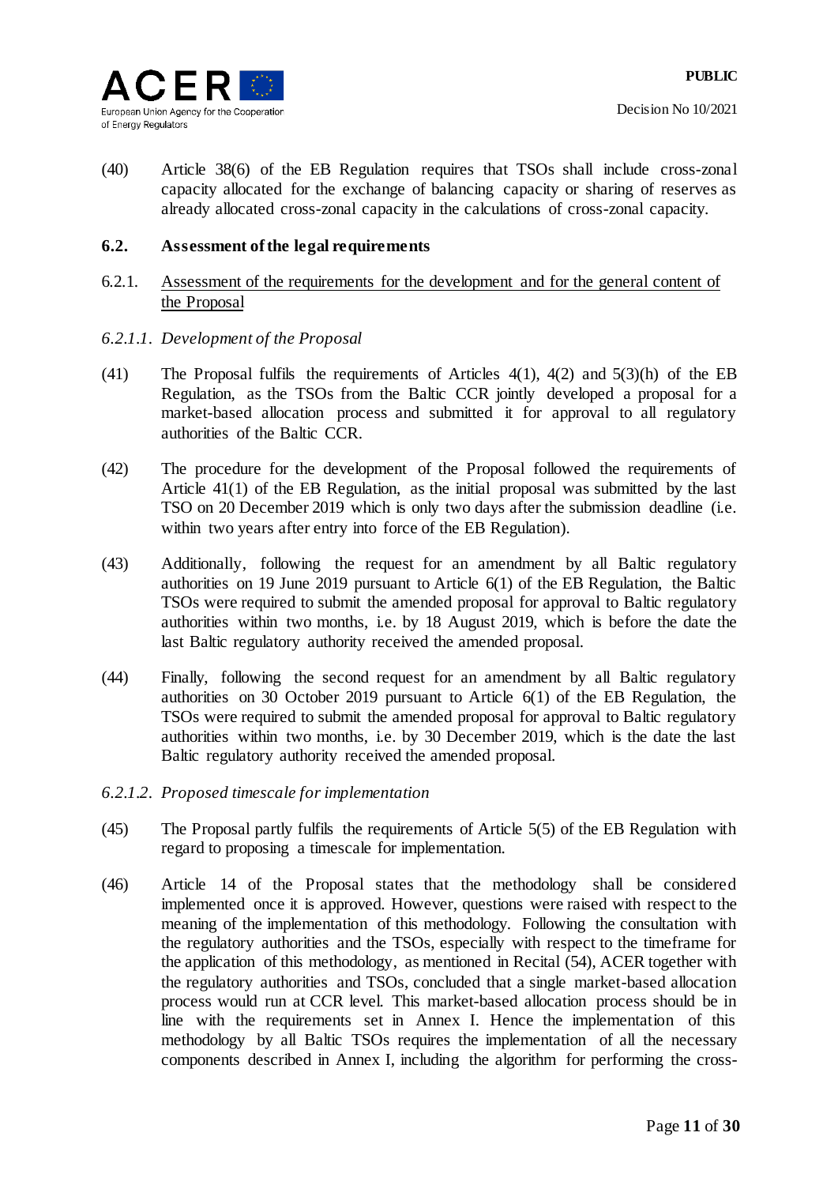(40) Article 38(6) of the EB Regulation requires that TSOs shall include cross-zonal capacity allocated for the exchange of balancing capacity or sharing of reserves as already allocated cross-zonal capacity in the calculations of cross-zonal capacity.

### 6.2. Assessment of the legal requirements

6.2.1. Assessment of the requirements for the development and for the general content of the Proposal

*6.2.1.1. Development of the Proposal*

(41) The Proposal fulfils the requirements of Articles 4(1), 4(2) and 5(3)(h) of the EB Regulation, as the TSOs from the Baltic CCR jointly developed a proposal for a market-based allocation process and submitted it for approval to all regulatory authorities of the Baltic CCR.

(42) The procedure for the development of the Proposal followed the requirements of Article 41(1) of the EB Regulation, as the initial proposal was submitted by the last TSO on 20 December 2019 which is only two days after the submission deadline (i.e. within two years after entry into force of the EB Regulation).

(43) Additionally, following the request for an amendment by all Baltic regulatory authorities on 19 June 2019 pursuant to Article 6(1) of the EB Regulation, the Baltic TSOs were required to submit the amended proposal for approval to Baltic regulatory authorities within two months, i.e. by 18 August 2019, which is before the date the last Baltic regulatory authority received the amended proposal.

(44) Finally, following the second request for an amendment by all Baltic regulatory authorities on 30 October 2019 pursuant to Article 6(1) of the EB Regulation, the TSOs were required to submit the amended proposal for approval to Baltic regulatory authorities within two months, i.e. by 30 December 2019, which is the date the last Baltic regulatory authority received the amended proposal.

*6.2.1.2. Proposed timescale for implementation*

(45) The Proposal partly fulfils the requirements of Article 5(5) of the EB Regulation with regard to proposing a timescale for implementation.

(46) Article 14 of the Proposal states that the methodology shall be considered implemented once it is approved. However, questions were raised with respect to the meaning of the implementation of this methodology. Following the consultation with the regulatory authorities and the TSOs, especially with respect to the timeframe for the application of this methodology, as mentioned in Recital (54), ACER together with the regulatory authorities and TSOs, concluded that a single market-based allocation process would run at CCR level. This market-based allocation process should be in line with the requirements set in Annex I. Hence the implementation of this methodology by all Baltic TSOs requires the implementation of all the necessary components described in Annex I, including the algorithm for performing the cross-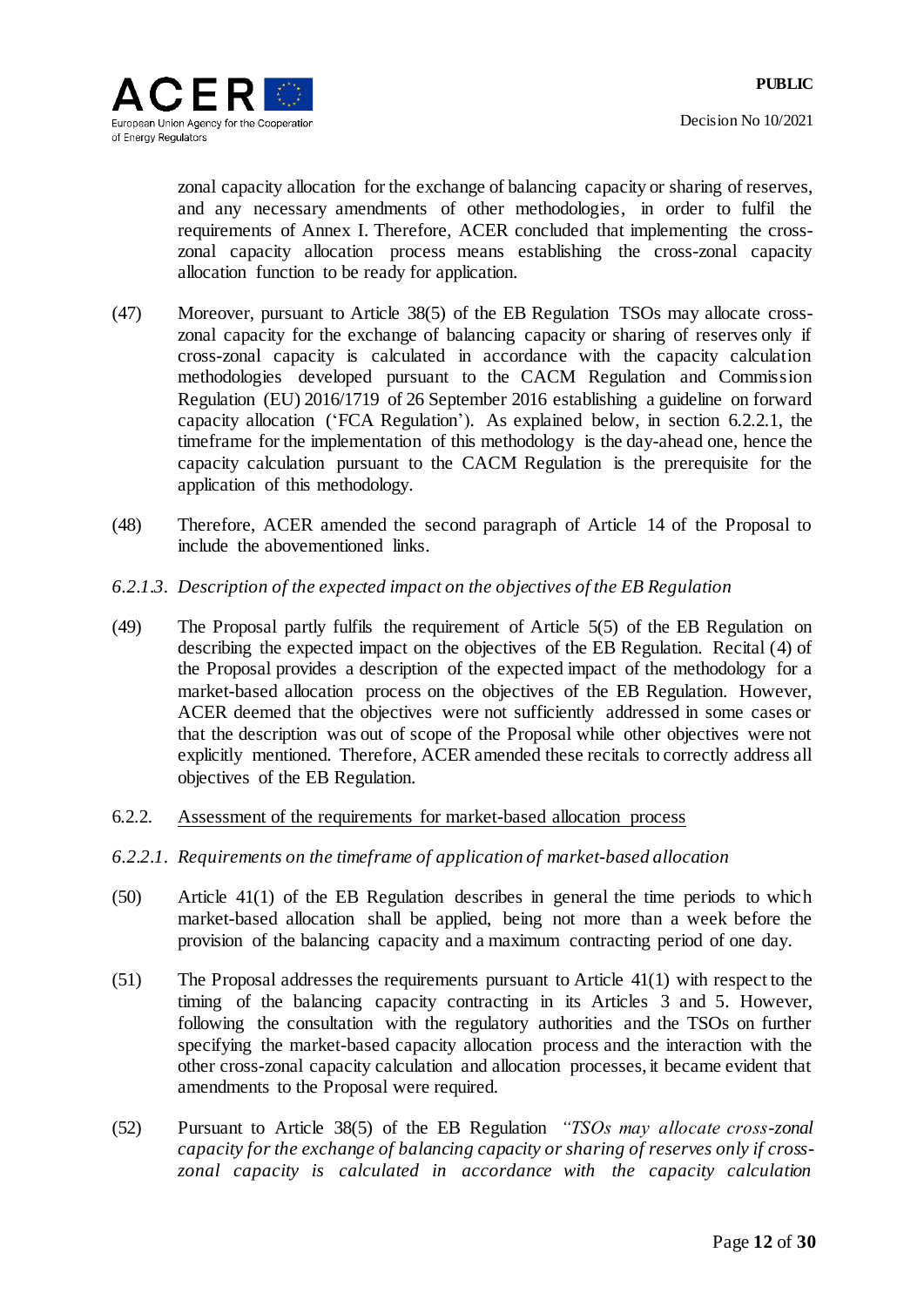zonal capacity allocation for the exchange of balancing capacity or sharing of reserves, and any necessary amendments of other methodologies, in order to fulfil the requirements of Annex I. Therefore, ACER concluded that implementing the cross-zonal capacity allocation process means establishing the cross-zonal capacity allocation function to be ready for application.

(47) Moreover, pursuant to Article 38(5) of the EB Regulation TSOs may allocate cross-zonal capacity for the exchange of balancing capacity or sharing of reserves only if cross-zonal capacity is calculated in accordance with the capacity calculation methodologies developed pursuant to the CACM Regulation and Commission Regulation (EU) 2016/1719 of 26 September 2016 establishing a guideline on forward capacity allocation ('FCA Regulation'). As explained below, in section 6.2.2.1, the timeframe for the implementation of this methodology is the day-ahead one, hence the capacity calculation pursuant to the CACM Regulation is the prerequisite for the application of this methodology.

(48) Therefore, ACER amended the second paragraph of Article 14 of the Proposal to include the abovementioned links.

*6.2.1.3. Description of the expected impact on the objectives of the EB Regulation*

(49) The Proposal partly fulfils the requirement of Article 5(5) of the EB Regulation on describing the expected impact on the objectives of the EB Regulation. Recital (4) of the Proposal provides a description of the expected impact of the methodology for a market-based allocation process on the objectives of the EB Regulation. However, ACER deemed that the objectives were not sufficiently addressed in some cases or that the description was out of scope of the Proposal while other objectives were not explicitly mentioned. Therefore, ACER amended these recitals to correctly address all objectives of the EB Regulation.

6.2.2. <u>Assessment of the requirements for market-based allocation process</u>

*6.2.2.1. Requirements on the timeframe of application of market-based allocation*

(50) Article 41(1) of the EB Regulation describes in general the time periods to which market-based allocation shall be applied, being not more than a week before the provision of the balancing capacity and a maximum contracting period of one day.

(51) The Proposal addresses the requirements pursuant to Article 41(1) with respect to the timing of the balancing capacity contracting in its Articles 3 and 5. However, following the consultation with the regulatory authorities and the TSOs on further specifying the market-based capacity allocation process and the interaction with the other cross-zonal capacity calculation and allocation processes, it became evident that amendments to the Proposal were required.

(52) Pursuant to Article 38(5) of the EB Regulation *"TSOs may allocate cross-zonal capacity for the exchange of balancing capacity or sharing of reserves only if cross-zonal capacity is calculated in accordance with the capacity calculation*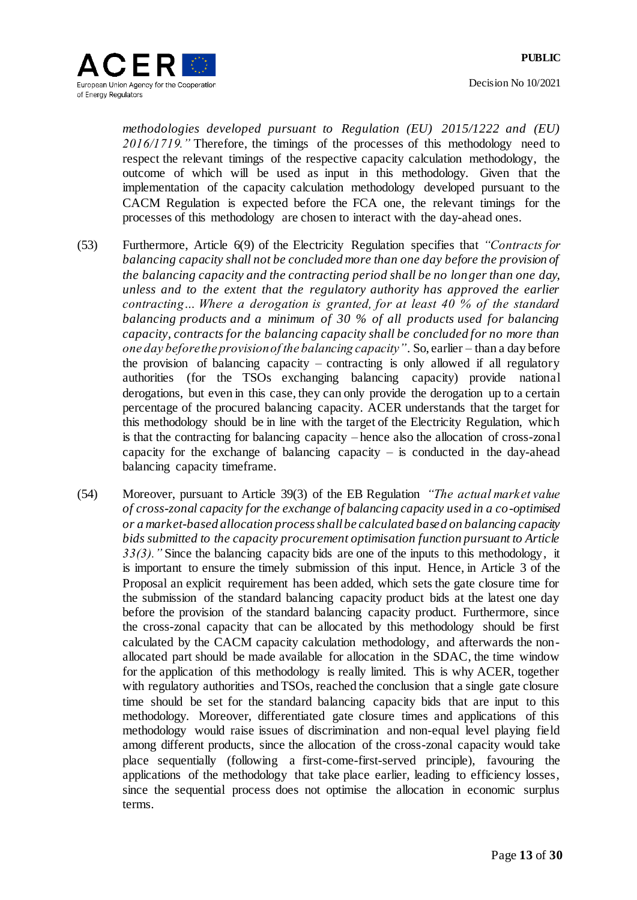*methodologies developed pursuant to Regulation (EU) 2015/1222 and (EU) 2016/1719."* Therefore, the timings of the processes of this methodology need to respect the relevant timings of the respective capacity calculation methodology, the outcome of which will be used as input in this methodology. Given that the implementation of the capacity calculation methodology developed pursuant to the CACM Regulation is expected before the FCA one, the relevant timings for the processes of this methodology are chosen to interact with the day-ahead ones.

(53) Furthermore, Article 6(9) of the Electricity Regulation specifies that *"Contracts for balancing capacity shall not be concluded more than one day before the provision of the balancing capacity and the contracting period shall be no longer than one day, unless and to the extent that the regulatory authority has approved the earlier contracting… Where a derogation is granted, for at least 40 % of the standard balancing products and a minimum of 30 % of all products used for balancing capacity, contracts for the balancing capacity shall be concluded for no more than one day before the provision of the balancing capacity"*. So, earlier – than a day before the provision of balancing capacity – contracting is only allowed if all regulatory authorities (for the TSOs exchanging balancing capacity) provide national derogations, but even in this case, they can only provide the derogation up to a certain percentage of the procured balancing capacity. ACER understands that the target for this methodology should be in line with the target of the Electricity Regulation, which is that the contracting for balancing capacity – hence also the allocation of cross-zonal capacity for the exchange of balancing capacity – is conducted in the day-ahead balancing capacity timeframe.

(54) Moreover, pursuant to Article 39(3) of the EB Regulation *"The actual market value of cross-zonal capacity for the exchange of balancing capacity used in a co-optimised or a market-based allocation process shall be calculated based on balancing capacity bids submitted to the capacity procurement optimisation function pursuant to Article 33(3)."* Since the balancing capacity bids are one of the inputs to this methodology, it is important to ensure the timely submission of this input. Hence, in Article 3 of the Proposal an explicit requirement has been added, which sets the gate closure time for the submission of the standard balancing capacity product bids at the latest one day before the provision of the standard balancing capacity product. Furthermore, since the cross-zonal capacity that can be allocated by this methodology should be first calculated by the CACM capacity calculation methodology, and afterwards the non-allocated part should be made available for allocation in the SDAC, the time window for the application of this methodology is really limited. This is why ACER, together with regulatory authorities and TSOs, reached the conclusion that a single gate closure time should be set for the standard balancing capacity bids that are input to this methodology. Moreover, differentiated gate closure times and applications of this methodology would raise issues of discrimination and non-equal level playing field among different products, since the allocation of the cross-zonal capacity would take place sequentially (following a first-come-first-served principle), favouring the applications of the methodology that take place earlier, leading to efficiency losses, since the sequential process does not optimise the allocation in economic surplus terms.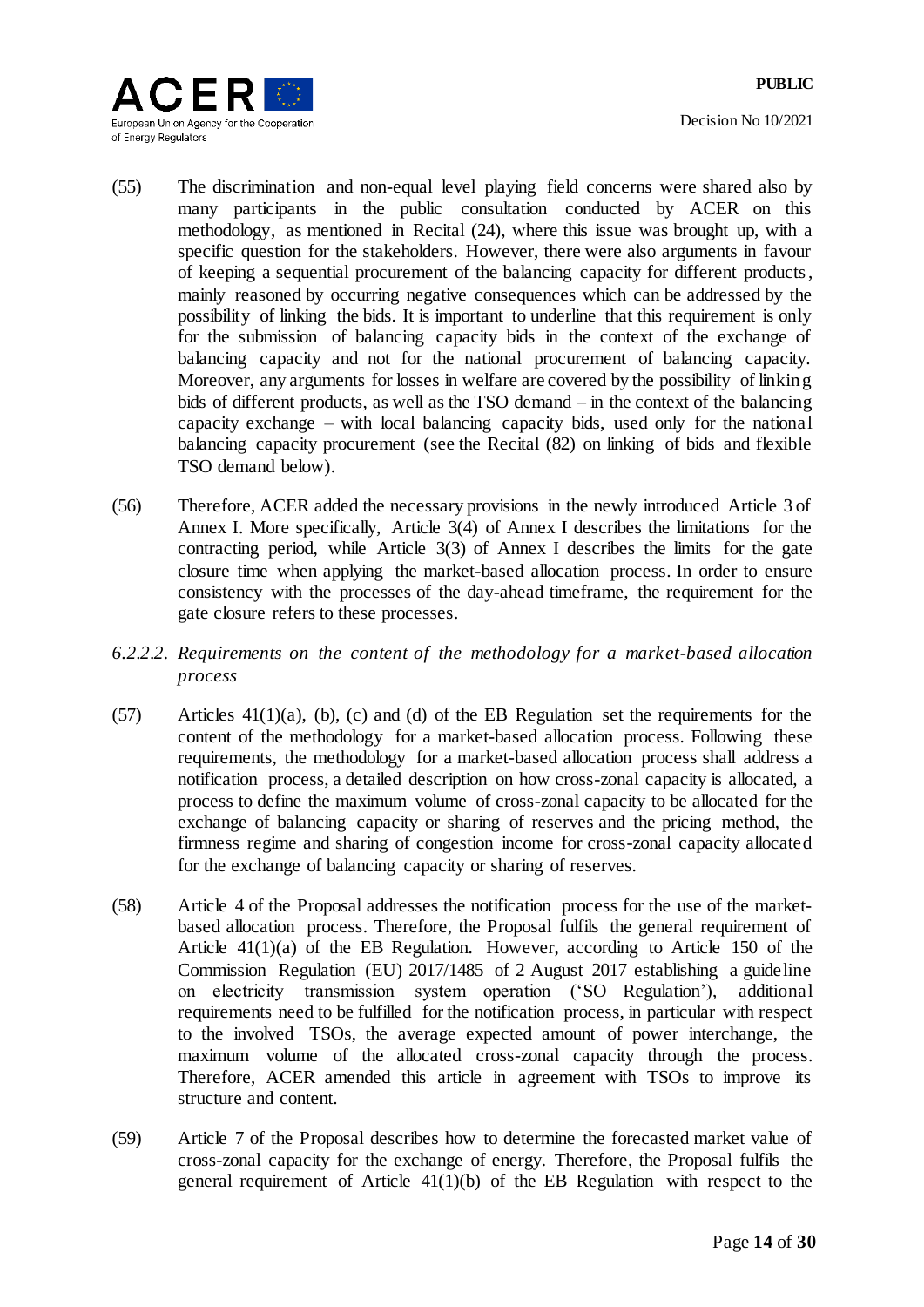(55) The discrimination and non-equal level playing field concerns were shared also by many participants in the public consultation conducted by ACER on this methodology, as mentioned in Recital (24), where this issue was brought up, with a specific question for the stakeholders. However, there were also arguments in favour of keeping a sequential procurement of the balancing capacity for different products, mainly reasoned by occurring negative consequences which can be addressed by the possibility of linking the bids. It is important to underline that this requirement is only for the submission of balancing capacity bids in the context of the exchange of balancing capacity and not for the national procurement of balancing capacity. Moreover, any arguments for losses in welfare are covered by the possibility of linking bids of different products, as well as the TSO demand – in the context of the balancing capacity exchange – with local balancing capacity bids, used only for the national balancing capacity procurement (see the Recital (82) on linking of bids and flexible TSO demand below).

(56) Therefore, ACER added the necessary provisions in the newly introduced Article 3 of Annex I. More specifically, Article 3(4) of Annex I describes the limitations for the contracting period, while Article 3(3) of Annex I describes the limits for the gate closure time when applying the market-based allocation process. In order to ensure consistency with the processes of the day-ahead timeframe, the requirement for the gate closure refers to these processes.

*6.2.2.2. Requirements on the content of the methodology for a market-based allocation process*

(57) Articles 41(1)(a), (b), (c) and (d) of the EB Regulation set the requirements for the content of the methodology for a market-based allocation process. Following these requirements, the methodology for a market-based allocation process shall address a notification process, a detailed description on how cross-zonal capacity is allocated, a process to define the maximum volume of cross-zonal capacity to be allocated for the exchange of balancing capacity or sharing of reserves and the pricing method, the firmness regime and sharing of congestion income for cross-zonal capacity allocated for the exchange of balancing capacity or sharing of reserves.

(58) Article 4 of the Proposal addresses the notification process for the use of the market-based allocation process. Therefore, the Proposal fulfils the general requirement of Article 41(1)(a) of the EB Regulation. However, according to Article 150 of the Commission Regulation (EU) 2017/1485 of 2 August 2017 establishing a guideline on electricity transmission system operation ('SO Regulation'), additional requirements need to be fulfilled for the notification process, in particular with respect to the involved TSOs, the average expected amount of power interchange, the maximum volume of the allocated cross-zonal capacity through the process. Therefore, ACER amended this article in agreement with TSOs to improve its structure and content.

(59) Article 7 of the Proposal describes how to determine the forecasted market value of cross-zonal capacity for the exchange of energy. Therefore, the Proposal fulfils the general requirement of Article 41(1)(b) of the EB Regulation with respect to the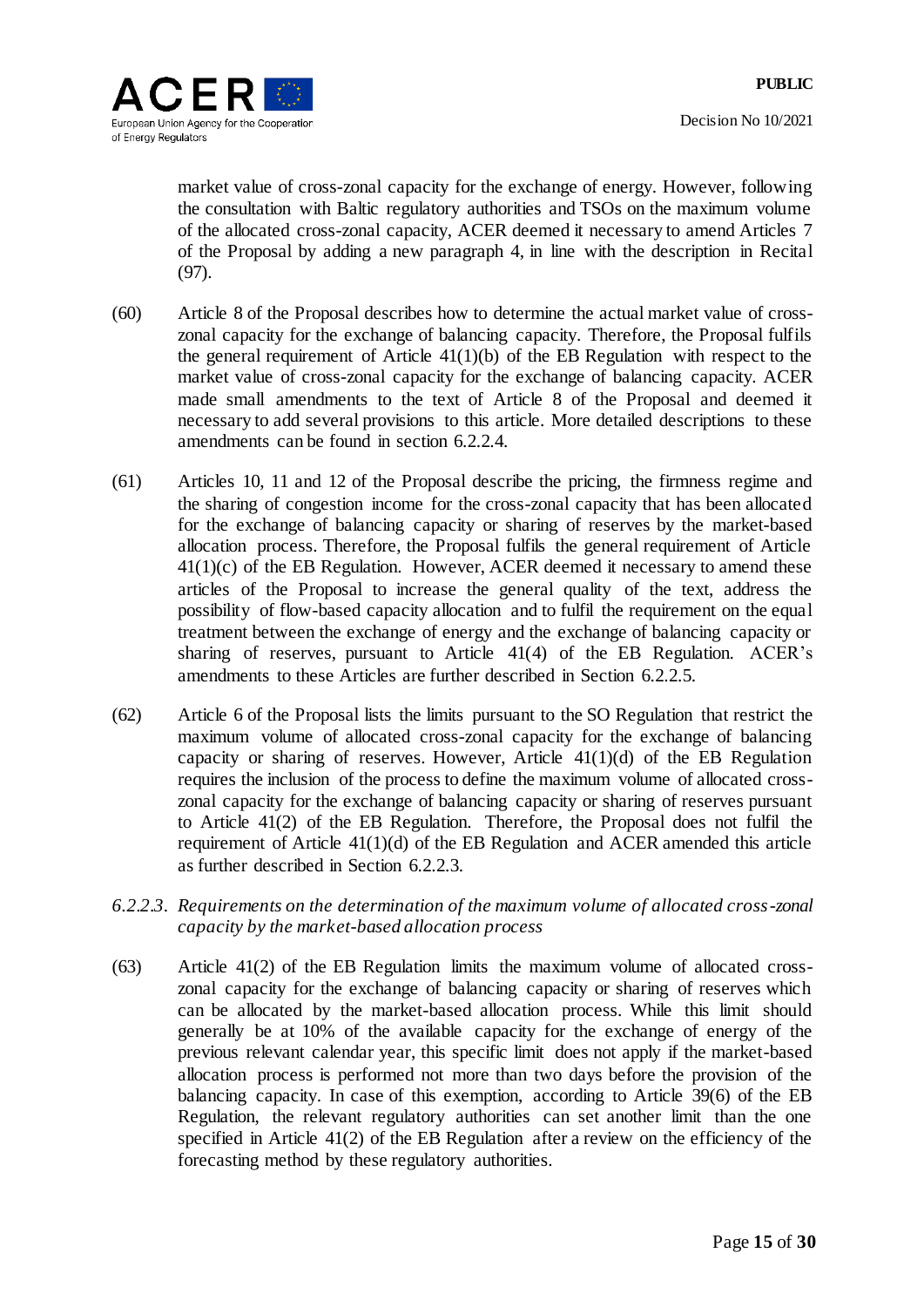market value of cross-zonal capacity for the exchange of energy. However, following the consultation with Baltic regulatory authorities and TSOs on the maximum volume of the allocated cross-zonal capacity, ACER deemed it necessary to amend Articles 7 of the Proposal by adding a new paragraph 4, in line with the description in Recital (97).

(60) Article 8 of the Proposal describes how to determine the actual market value of cross-zonal capacity for the exchange of balancing capacity. Therefore, the Proposal fulfils the general requirement of Article 41(1)(b) of the EB Regulation with respect to the market value of cross-zonal capacity for the exchange of balancing capacity. ACER made small amendments to the text of Article 8 of the Proposal and deemed it necessary to add several provisions to this article. More detailed descriptions to these amendments can be found in section 6.2.2.4.

(61) Articles 10, 11 and 12 of the Proposal describe the pricing, the firmness regime and the sharing of congestion income for the cross-zonal capacity that has been allocated for the exchange of balancing capacity or sharing of reserves by the market-based allocation process. Therefore, the Proposal fulfils the general requirement of Article 41(1)(c) of the EB Regulation. However, ACER deemed it necessary to amend these articles of the Proposal to increase the general quality of the text, address the possibility of flow-based capacity allocation and to fulfil the requirement on the equal treatment between the exchange of energy and the exchange of balancing capacity or sharing of reserves, pursuant to Article 41(4) of the EB Regulation. ACER's amendments to these Articles are further described in Section 6.2.2.5.

(62) Article 6 of the Proposal lists the limits pursuant to the SO Regulation that restrict the maximum volume of allocated cross-zonal capacity for the exchange of balancing capacity or sharing of reserves. However, Article 41(1)(d) of the EB Regulation requires the inclusion of the process to define the maximum volume of allocated cross-zonal capacity for the exchange of balancing capacity or sharing of reserves pursuant to Article 41(2) of the EB Regulation. Therefore, the Proposal does not fulfil the requirement of Article 41(1)(d) of the EB Regulation and ACER amended this article as further described in Section 6.2.2.3.

*6.2.2.3. Requirements on the determination of the maximum volume of allocated cross-zonal capacity by the market-based allocation process*

(63) Article 41(2) of the EB Regulation limits the maximum volume of allocated cross-zonal capacity for the exchange of balancing capacity or sharing of reserves which can be allocated by the market-based allocation process. While this limit should generally be at 10% of the available capacity for the exchange of energy of the previous relevant calendar year, this specific limit does not apply if the market-based allocation process is performed not more than two days before the provision of the balancing capacity. In case of this exemption, according to Article 39(6) of the EB Regulation, the relevant regulatory authorities can set another limit than the one specified in Article 41(2) of the EB Regulation after a review on the efficiency of the forecasting method by these regulatory authorities.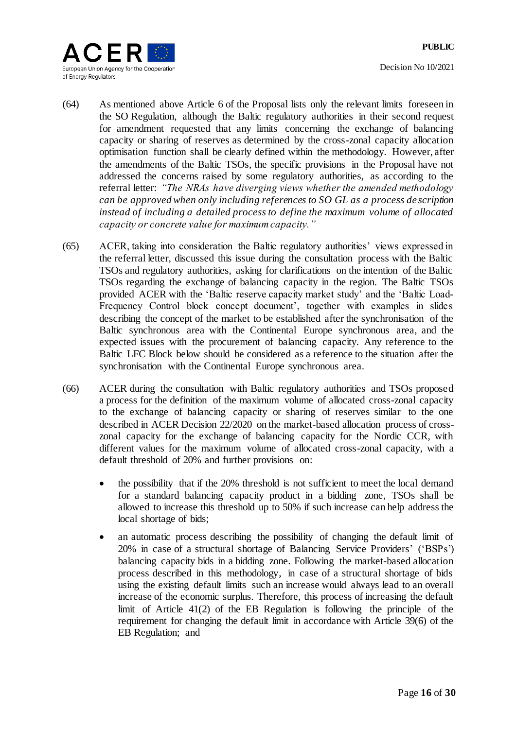(64) As mentioned above Article 6 of the Proposal lists only the relevant limits foreseen in the SO Regulation, although the Baltic regulatory authorities in their second request for amendment requested that any limits concerning the exchange of balancing capacity or sharing of reserves as determined by the cross-zonal capacity allocation optimisation function shall be clearly defined within the methodology. However, after the amendments of the Baltic TSOs, the specific provisions in the Proposal have not addressed the concerns raised by some regulatory authorities, as according to the referral letter: *"The NRAs have diverging views whether the amended methodology can be approved when only including references to SO GL as a process description instead of including a detailed process to define the maximum volume of allocated capacity or concrete value for maximum capacity."*

(65) ACER, taking into consideration the Baltic regulatory authorities' views expressed in the referral letter, discussed this issue during the consultation process with the Baltic TSOs and regulatory authorities, asking for clarifications on the intention of the Baltic TSOs regarding the exchange of balancing capacity in the region. The Baltic TSOs provided ACER with the 'Baltic reserve capacity market study' and the 'Baltic Load-Frequency Control block concept document', together with examples in slides describing the concept of the market to be established after the synchronisation of the Baltic synchronous area with the Continental Europe synchronous area, and the expected issues with the procurement of balancing capacity. Any reference to the Baltic LFC Block below should be considered as a reference to the situation after the synchronisation with the Continental Europe synchronous area.

(66) ACER during the consultation with Baltic regulatory authorities and TSOs proposed a process for the definition of the maximum volume of allocated cross-zonal capacity to the exchange of balancing capacity or sharing of reserves similar to the one described in ACER Decision 22/2020 on the market-based allocation process of cross-zonal capacity for the exchange of balancing capacity for the Nordic CCR, with different values for the maximum volume of allocated cross-zonal capacity, with a default threshold of 20% and further provisions on:

- the possibility that if the 20% threshold is not sufficient to meet the local demand for a standard balancing capacity product in a bidding zone, TSOs shall be allowed to increase this threshold up to 50% if such increase can help address the local shortage of bids;
- an automatic process describing the possibility of changing the default limit of 20% in case of a structural shortage of Balancing Service Providers' ('BSPs') balancing capacity bids in a bidding zone. Following the market-based allocation process described in this methodology, in case of a structural shortage of bids using the existing default limits such an increase would always lead to an overall increase of the economic surplus. Therefore, this process of increasing the default limit of Article 41(2) of the EB Regulation is following the principle of the requirement for changing the default limit in accordance with Article 39(6) of the EB Regulation; and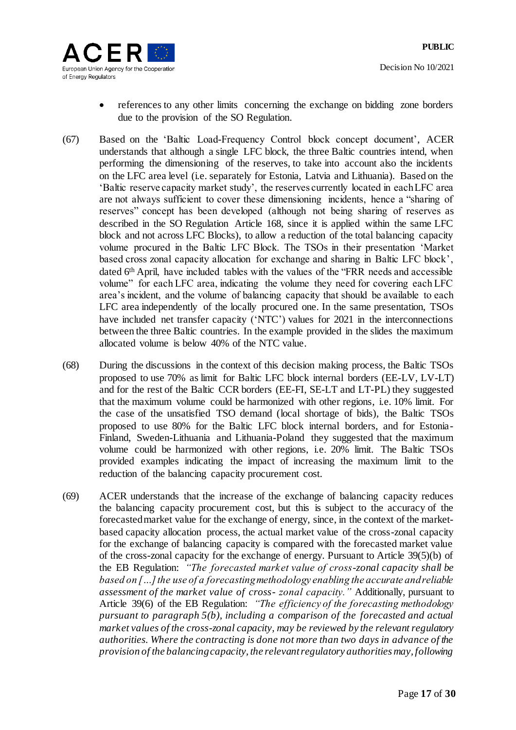- references to any other limits concerning the exchange on bidding zone borders due to the provision of the SO Regulation.

(67) Based on the 'Baltic Load-Frequency Control block concept document', ACER understands that although a single LFC block, the three Baltic countries intend, when performing the dimensioning of the reserves, to take into account also the incidents on the LFC area level (i.e. separately for Estonia, Latvia and Lithuania). Based on the 'Baltic reserve capacity market study', the reserves currently located in each LFC area are not always sufficient to cover these dimensioning incidents, hence a "sharing of reserves" concept has been developed (although not being sharing of reserves as described in the SO Regulation Article 168, since it is applied within the same LFC block and not across LFC Blocks), to allow a reduction of the total balancing capacity volume procured in the Baltic LFC Block. The TSOs in their presentation 'Market based cross zonal capacity allocation for exchange and sharing in Baltic LFC block', dated 6th April, have included tables with the values of the "FRR needs and accessible volume" for each LFC area, indicating the volume they need for covering each LFC area's incident, and the volume of balancing capacity that should be available to each LFC area independently of the locally procured one. In the same presentation, TSOs have included net transfer capacity ('NTC') values for 2021 in the interconnections between the three Baltic countries. In the example provided in the slides the maximum allocated volume is below 40% of the NTC value.

(68) During the discussions in the context of this decision making process, the Baltic TSOs proposed to use 70% as limit for Baltic LFC block internal borders (EE-LV, LV-LT) and for the rest of the Baltic CCR borders (EE-FI, SE-LT and LT-PL) they suggested that the maximum volume could be harmonized with other regions, i.e. 10% limit. For the case of the unsatisfied TSO demand (local shortage of bids), the Baltic TSOs proposed to use 80% for the Baltic LFC block internal borders, and for Estonia-Finland, Sweden-Lithuania and Lithuania-Poland they suggested that the maximum volume could be harmonized with other regions, i.e. 20% limit. The Baltic TSOs provided examples indicating the impact of increasing the maximum limit to the reduction of the balancing capacity procurement cost.

(69) ACER understands that the increase of the exchange of balancing capacity reduces the balancing capacity procurement cost, but this is subject to the accuracy of the forecasted market value for the exchange of energy, since, in the context of the market-based capacity allocation process, the actual market value of the cross-zonal capacity for the exchange of balancing capacity is compared with the forecasted market value of the cross-zonal capacity for the exchange of energy. Pursuant to Article 39(5)(b) of the EB Regulation: *"The forecasted market value of cross-zonal capacity shall be based on [...] the use of a forecasting methodology enabling the accurate and reliable assessment of the market value of cross- zonal capacity."* Additionally, pursuant to Article 39(6) of the EB Regulation: *"The efficiency of the forecasting methodology pursuant to paragraph 5(b), including a comparison of the forecasted and actual market values of the cross-zonal capacity, may be reviewed by the relevant regulatory authorities. Where the contracting is done not more than two days in advance of the provision of the balancing capacity, the relevant regulatory authorities may, following*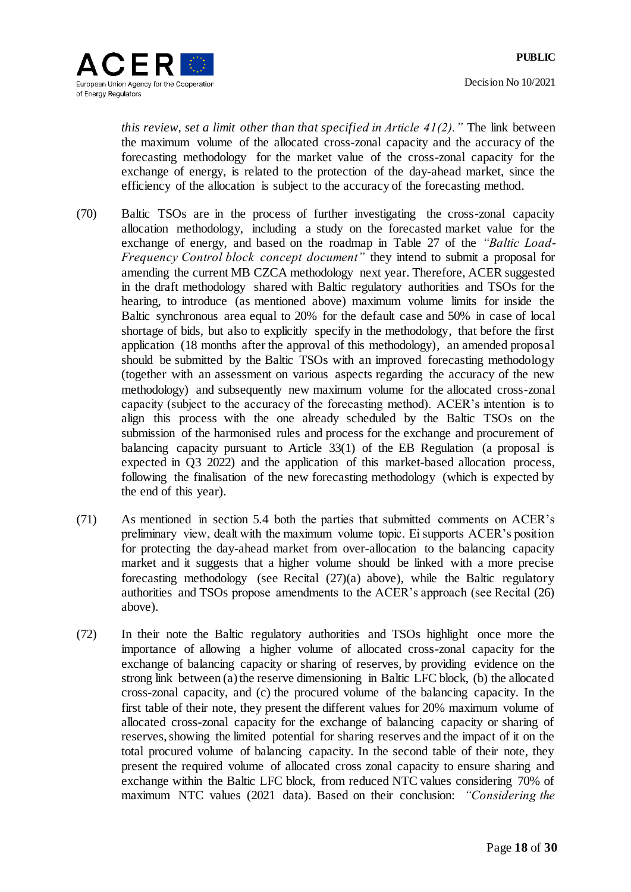*this review, set a limit other than that specified in Article 41(2)."* The link between the maximum volume of the allocated cross-zonal capacity and the accuracy of the forecasting methodology for the market value of the cross-zonal capacity for the exchange of energy, is related to the protection of the day-ahead market, since the efficiency of the allocation is subject to the accuracy of the forecasting method.

(70) Baltic TSOs are in the process of further investigating the cross-zonal capacity allocation methodology, including a study on the forecasted market value for the exchange of energy, and based on the roadmap in Table 27 of the *"Baltic Load-Frequency Control block concept document"* they intend to submit a proposal for amending the current MB CZCA methodology next year. Therefore, ACER suggested in the draft methodology shared with Baltic regulatory authorities and TSOs for the hearing, to introduce (as mentioned above) maximum volume limits for inside the Baltic synchronous area equal to 20% for the default case and 50% in case of local shortage of bids, but also to explicitly specify in the methodology, that before the first application (18 months after the approval of this methodology), an amended proposal should be submitted by the Baltic TSOs with an improved forecasting methodology (together with an assessment on various aspects regarding the accuracy of the new methodology) and subsequently new maximum volume for the allocated cross-zonal capacity (subject to the accuracy of the forecasting method). ACER's intention is to align this process with the one already scheduled by the Baltic TSOs on the submission of the harmonised rules and process for the exchange and procurement of balancing capacity pursuant to Article 33(1) of the EB Regulation (a proposal is expected in Q3 2022) and the application of this market-based allocation process, following the finalisation of the new forecasting methodology (which is expected by the end of this year).

(71) As mentioned in section 5.4 both the parties that submitted comments on ACER's preliminary view, dealt with the maximum volume topic. Ei supports ACER's position for protecting the day-ahead market from over-allocation to the balancing capacity market and it suggests that a higher volume should be linked with a more precise forecasting methodology (see Recital (27)(a) above), while the Baltic regulatory authorities and TSOs propose amendments to the ACER's approach (see Recital (26) above).

(72) In their note the Baltic regulatory authorities and TSOs highlight once more the importance of allowing a higher volume of allocated cross-zonal capacity for the exchange of balancing capacity or sharing of reserves, by providing evidence on the strong link between (a) the reserve dimensioning in Baltic LFC block, (b) the allocated cross-zonal capacity, and (c) the procured volume of the balancing capacity. In the first table of their note, they present the different values for 20% maximum volume of allocated cross-zonal capacity for the exchange of balancing capacity or sharing of reserves, showing the limited potential for sharing reserves and the impact of it on the total procured volume of balancing capacity. In the second table of their note, they present the required volume of allocated cross zonal capacity to ensure sharing and exchange within the Baltic LFC block, from reduced NTC values considering 70% of maximum NTC values (2021 data). Based on their conclusion: *"Considering the*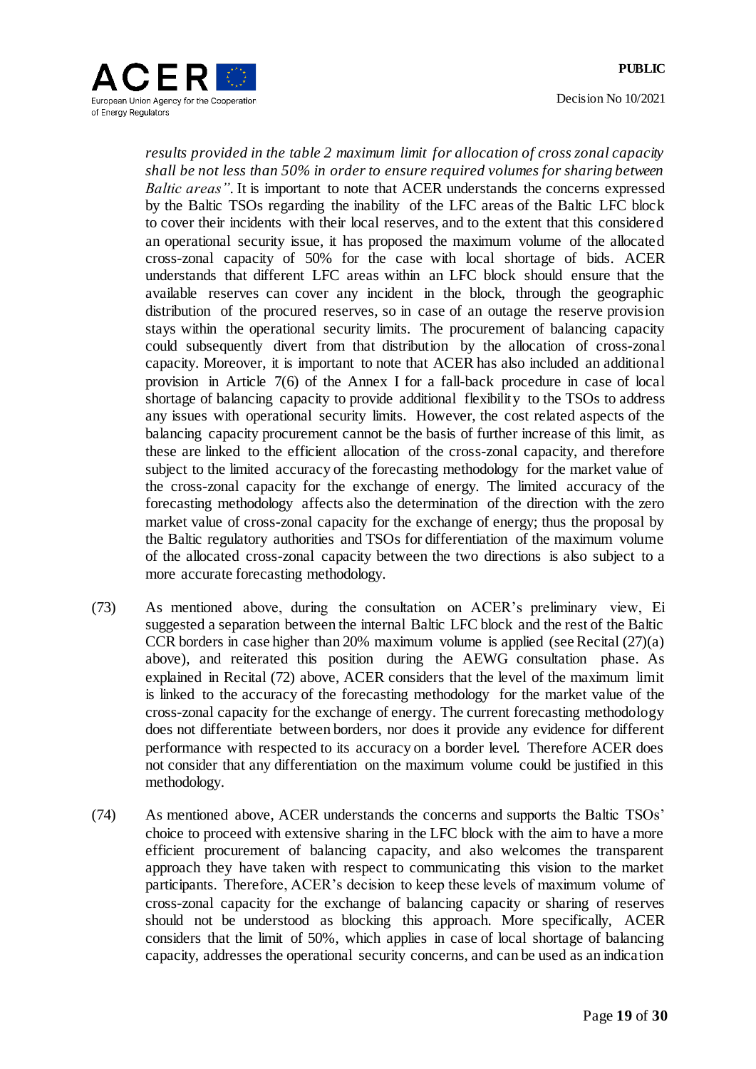*results provided in the table 2 maximum limit for allocation of cross zonal capacity shall be not less than 50% in order to ensure required volumes for sharing between Baltic areas".* It is important to note that ACER understands the concerns expressed by the Baltic TSOs regarding the inability of the LFC areas of the Baltic LFC block to cover their incidents with their local reserves, and to the extent that this considered an operational security issue, it has proposed the maximum volume of the allocated cross-zonal capacity of 50% for the case with local shortage of bids. ACER understands that different LFC areas within an LFC block should ensure that the available reserves can cover any incident in the block, through the geographic distribution of the procured reserves, so in case of an outage the reserve provision stays within the operational security limits. The procurement of balancing capacity could subsequently divert from that distribution by the allocation of cross-zonal capacity. Moreover, it is important to note that ACER has also included an additional provision in Article 7(6) of the Annex I for a fall-back procedure in case of local shortage of balancing capacity to provide additional flexibility to the TSOs to address any issues with operational security limits. However, the cost related aspects of the balancing capacity procurement cannot be the basis of further increase of this limit, as these are linked to the efficient allocation of the cross-zonal capacity, and therefore subject to the limited accuracy of the forecasting methodology for the market value of the cross-zonal capacity for the exchange of energy. The limited accuracy of the forecasting methodology affects also the determination of the direction with the zero market value of cross-zonal capacity for the exchange of energy; thus the proposal by the Baltic regulatory authorities and TSOs for differentiation of the maximum volume of the allocated cross-zonal capacity between the two directions is also subject to a more accurate forecasting methodology.

(73) As mentioned above, during the consultation on ACER's preliminary view, Ei suggested a separation between the internal Baltic LFC block and the rest of the Baltic CCR borders in case higher than 20% maximum volume is applied (see Recital (27)(a) above), and reiterated this position during the AEWG consultation phase. As explained in Recital (72) above, ACER considers that the level of the maximum limit is linked to the accuracy of the forecasting methodology for the market value of the cross-zonal capacity for the exchange of energy. The current forecasting methodology does not differentiate between borders, nor does it provide any evidence for different performance with respected to its accuracy on a border level. Therefore ACER does not consider that any differentiation on the maximum volume could be justified in this methodology.

(74) As mentioned above, ACER understands the concerns and supports the Baltic TSOs' choice to proceed with extensive sharing in the LFC block with the aim to have a more efficient procurement of balancing capacity, and also welcomes the transparent approach they have taken with respect to communicating this vision to the market participants. Therefore, ACER's decision to keep these levels of maximum volume of cross-zonal capacity for the exchange of balancing capacity or sharing of reserves should not be understood as blocking this approach. More specifically, ACER considers that the limit of 50%, which applies in case of local shortage of balancing capacity, addresses the operational security concerns, and can be used as an indication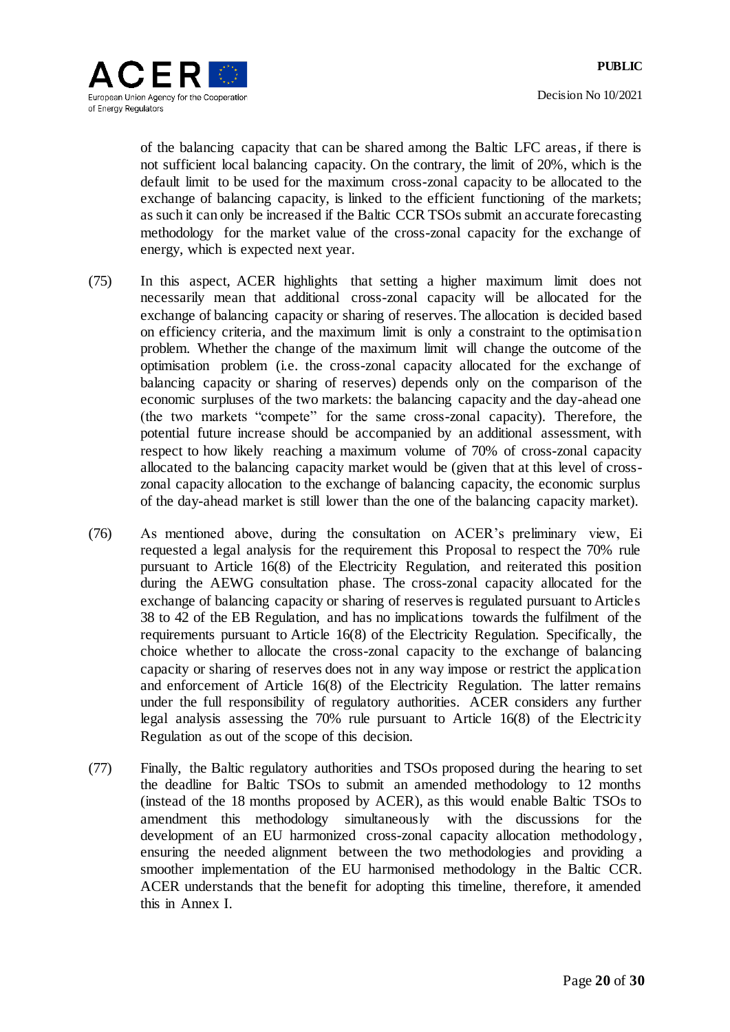of the balancing capacity that can be shared among the Baltic LFC areas, if there is not sufficient local balancing capacity. On the contrary, the limit of 20%, which is the default limit to be used for the maximum cross-zonal capacity to be allocated to the exchange of balancing capacity, is linked to the efficient functioning of the markets; as such it can only be increased if the Baltic CCR TSOs submit an accurate forecasting methodology for the market value of the cross-zonal capacity for the exchange of energy, which is expected next year.

(75) In this aspect, ACER highlights that setting a higher maximum limit does not necessarily mean that additional cross-zonal capacity will be allocated for the exchange of balancing capacity or sharing of reserves. The allocation is decided based on efficiency criteria, and the maximum limit is only a constraint to the optimisation problem. Whether the change of the maximum limit will change the outcome of the optimisation problem (i.e. the cross-zonal capacity allocated for the exchange of balancing capacity or sharing of reserves) depends only on the comparison of the economic surpluses of the two markets: the balancing capacity and the day-ahead one (the two markets "compete" for the same cross-zonal capacity). Therefore, the potential future increase should be accompanied by an additional assessment, with respect to how likely reaching a maximum volume of 70% of cross-zonal capacity allocated to the balancing capacity market would be (given that at this level of cross-zonal capacity allocation to the exchange of balancing capacity, the economic surplus of the day-ahead market is still lower than the one of the balancing capacity market).

(76) As mentioned above, during the consultation on ACER's preliminary view, Ei requested a legal analysis for the requirement this Proposal to respect the 70% rule pursuant to Article 16(8) of the Electricity Regulation, and reiterated this position during the AEWG consultation phase. The cross-zonal capacity allocated for the exchange of balancing capacity or sharing of reserves is regulated pursuant to Articles 38 to 42 of the EB Regulation, and has no implications towards the fulfilment of the requirements pursuant to Article 16(8) of the Electricity Regulation. Specifically, the choice whether to allocate the cross-zonal capacity to the exchange of balancing capacity or sharing of reserves does not in any way impose or restrict the application and enforcement of Article 16(8) of the Electricity Regulation. The latter remains under the full responsibility of regulatory authorities. ACER considers any further legal analysis assessing the 70% rule pursuant to Article 16(8) of the Electricity Regulation as out of the scope of this decision.

(77) Finally, the Baltic regulatory authorities and TSOs proposed during the hearing to set the deadline for Baltic TSOs to submit an amended methodology to 12 months (instead of the 18 months proposed by ACER), as this would enable Baltic TSOs to amendment this methodology simultaneously with the discussions for the development of an EU harmonized cross-zonal capacity allocation methodology, ensuring the needed alignment between the two methodologies and providing a smoother implementation of the EU harmonised methodology in the Baltic CCR. ACER understands that the benefit for adopting this timeline, therefore, it amended this in Annex I.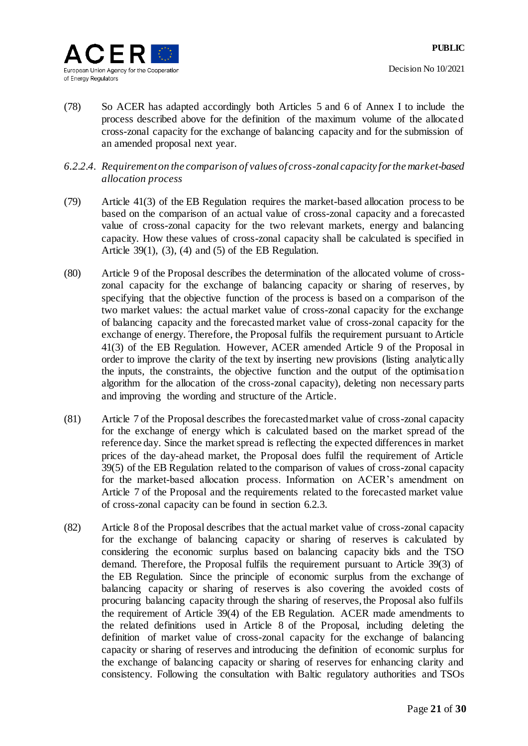(78) So ACER has adapted accordingly both Articles 5 and 6 of Annex I to include the process described above for the definition of the maximum volume of the allocated cross-zonal capacity for the exchange of balancing capacity and for the submission of an amended proposal next year.

#### *6.2.2.4. Requirement on the comparison of values of cross-zonal capacity for the market-based allocation process*

(79) Article 41(3) of the EB Regulation requires the market-based allocation process to be based on the comparison of an actual value of cross-zonal capacity and a forecasted value of cross-zonal capacity for the two relevant markets, energy and balancing capacity. How these values of cross-zonal capacity shall be calculated is specified in Article 39(1), (3), (4) and (5) of the EB Regulation.

(80) Article 9 of the Proposal describes the determination of the allocated volume of cross-zonal capacity for the exchange of balancing capacity or sharing of reserves, by specifying that the objective function of the process is based on a comparison of the two market values: the actual market value of cross-zonal capacity for the exchange of balancing capacity and the forecasted market value of cross-zonal capacity for the exchange of energy. Therefore, the Proposal fulfils the requirement pursuant to Article 41(3) of the EB Regulation. However, ACER amended Article 9 of the Proposal in order to improve the clarity of the text by inserting new provisions (listing analytically the inputs, the constraints, the objective function and the output of the optimisation algorithm for the allocation of the cross-zonal capacity), deleting non necessary parts and improving the wording and structure of the Article.

(81) Article 7 of the Proposal describes the forecasted market value of cross-zonal capacity for the exchange of energy which is calculated based on the market spread of the reference day. Since the market spread is reflecting the expected differences in market prices of the day-ahead market, the Proposal does fulfil the requirement of Article 39(5) of the EB Regulation related to the comparison of values of cross-zonal capacity for the market-based allocation process. Information on ACER's amendment on Article 7 of the Proposal and the requirements related to the forecasted market value of cross-zonal capacity can be found in section 6.2.3.

(82) Article 8 of the Proposal describes that the actual market value of cross-zonal capacity for the exchange of balancing capacity or sharing of reserves is calculated by considering the economic surplus based on balancing capacity bids and the TSO demand. Therefore, the Proposal fulfils the requirement pursuant to Article 39(3) of the EB Regulation. Since the principle of economic surplus from the exchange of balancing capacity or sharing of reserves is also covering the avoided costs of procuring balancing capacity through the sharing of reserves, the Proposal also fulfils the requirement of Article 39(4) of the EB Regulation. ACER made amendments to the related definitions used in Article 8 of the Proposal, including deleting the definition of market value of cross-zonal capacity for the exchange of balancing capacity or sharing of reserves and introducing the definition of economic surplus for the exchange of balancing capacity or sharing of reserves for enhancing clarity and consistency. Following the consultation with Baltic regulatory authorities and TSOs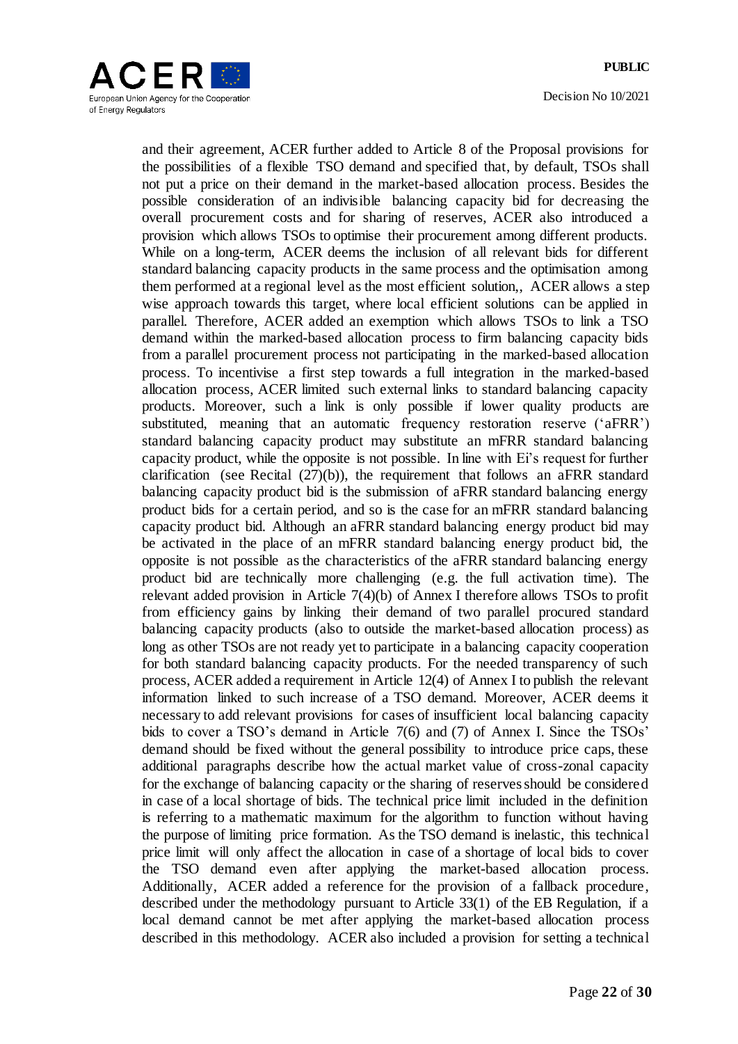and their agreement, ACER further added to Article 8 of the Proposal provisions for the possibilities of a flexible TSO demand and specified that, by default, TSOs shall not put a price on their demand in the market-based allocation process. Besides the possible consideration of an indivisible balancing capacity bid for decreasing the overall procurement costs and for sharing of reserves, ACER also introduced a provision which allows TSOs to optimise their procurement among different products. While on a long-term, ACER deems the inclusion of all relevant bids for different standard balancing capacity products in the same process and the optimisation among them performed at a regional level as the most efficient solution,, ACER allows a step wise approach towards this target, where local efficient solutions can be applied in parallel. Therefore, ACER added an exemption which allows TSOs to link a TSO demand within the marked-based allocation process to firm balancing capacity bids from a parallel procurement process not participating in the marked-based allocation process. To incentivise a first step towards a full integration in the marked-based allocation process, ACER limited such external links to standard balancing capacity products. Moreover, such a link is only possible if lower quality products are substituted, meaning that an automatic frequency restoration reserve ('aFRR') standard balancing capacity product may substitute an mFRR standard balancing capacity product, while the opposite is not possible. In line with Ei's request for further clarification (see Recital (27)(b)), the requirement that follows an aFRR standard balancing capacity product bid is the submission of aFRR standard balancing energy product bids for a certain period, and so is the case for an mFRR standard balancing capacity product bid. Although an aFRR standard balancing energy product bid may be activated in the place of an mFRR standard balancing energy product bid, the opposite is not possible as the characteristics of the aFRR standard balancing energy product bid are technically more challenging (e.g. the full activation time). The relevant added provision in Article 7(4)(b) of Annex I therefore allows TSOs to profit from efficiency gains by linking their demand of two parallel procured standard balancing capacity products (also to outside the market-based allocation process) as long as other TSOs are not ready yet to participate in a balancing capacity cooperation for both standard balancing capacity products. For the needed transparency of such process, ACER added a requirement in Article 12(4) of Annex I to publish the relevant information linked to such increase of a TSO demand. Moreover, ACER deems it necessary to add relevant provisions for cases of insufficient local balancing capacity bids to cover a TSO's demand in Article 7(6) and (7) of Annex I. Since the TSOs' demand should be fixed without the general possibility to introduce price caps, these additional paragraphs describe how the actual market value of cross-zonal capacity for the exchange of balancing capacity or the sharing of reserves should be considered in case of a local shortage of bids. The technical price limit included in the definition is referring to a mathematic maximum for the algorithm to function without having the purpose of limiting price formation. As the TSO demand is inelastic, this technical price limit will only affect the allocation in case of a shortage of local bids to cover the TSO demand even after applying the market-based allocation process. Additionally, ACER added a reference for the provision of a fallback procedure, described under the methodology pursuant to Article 33(1) of the EB Regulation, if a local demand cannot be met after applying the market-based allocation process described in this methodology. ACER also included a provision for setting a technical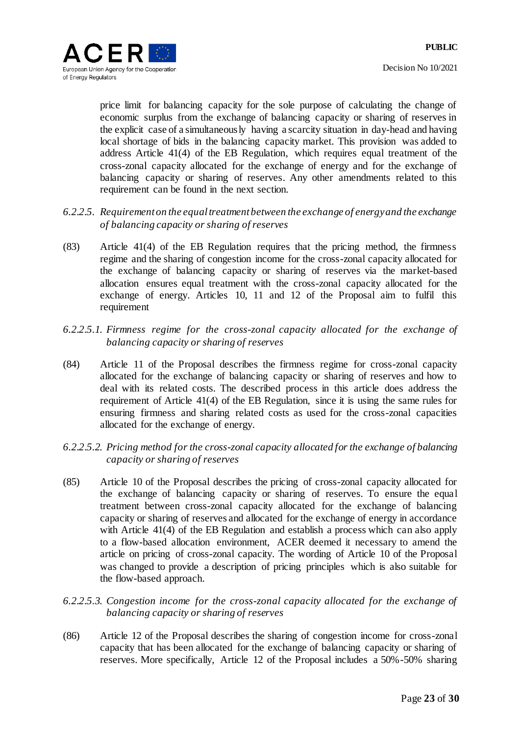price limit for balancing capacity for the sole purpose of calculating the change of economic surplus from the exchange of balancing capacity or sharing of reserves in the explicit case of a simultaneously having a scarcity situation in day-head and having local shortage of bids in the balancing capacity market. This provision was added to address Article 41(4) of the EB Regulation, which requires equal treatment of the cross-zonal capacity allocated for the exchange of energy and for the exchange of balancing capacity or sharing of reserves. Any other amendments related to this requirement can be found in the next section.

*6.2.2.5. Requirement on the equal treatment between the exchange of energy and the exchange of balancing capacity or sharing of reserves*

(83) Article 41(4) of the EB Regulation requires that the pricing method, the firmness regime and the sharing of congestion income for the cross-zonal capacity allocated for the exchange of balancing capacity or sharing of reserves via the market-based allocation ensures equal treatment with the cross-zonal capacity allocated for the exchange of energy. Articles 10, 11 and 12 of the Proposal aim to fulfil this requirement

*6.2.2.5.1. Firmness regime for the cross-zonal capacity allocated for the exchange of balancing capacity or sharing of reserves*

(84) Article 11 of the Proposal describes the firmness regime for cross-zonal capacity allocated for the exchange of balancing capacity or sharing of reserves and how to deal with its related costs. The described process in this article does address the requirement of Article 41(4) of the EB Regulation, since it is using the same rules for ensuring firmness and sharing related costs as used for the cross-zonal capacities allocated for the exchange of energy.

*6.2.2.5.2. Pricing method for the cross-zonal capacity allocated for the exchange of balancing capacity or sharing of reserves*

(85) Article 10 of the Proposal describes the pricing of cross-zonal capacity allocated for the exchange of balancing capacity or sharing of reserves. To ensure the equal treatment between cross-zonal capacity allocated for the exchange of balancing capacity or sharing of reserves and allocated for the exchange of energy in accordance with Article 41(4) of the EB Regulation and establish a process which can also apply to a flow-based allocation environment, ACER deemed it necessary to amend the article on pricing of cross-zonal capacity. The wording of Article 10 of the Proposal was changed to provide a description of pricing principles which is also suitable for the flow-based approach.

*6.2.2.5.3. Congestion income for the cross-zonal capacity allocated for the exchange of balancing capacity or sharing of reserves*

(86) Article 12 of the Proposal describes the sharing of congestion income for cross-zonal capacity that has been allocated for the exchange of balancing capacity or sharing of reserves. More specifically, Article 12 of the Proposal includes a 50%-50% sharing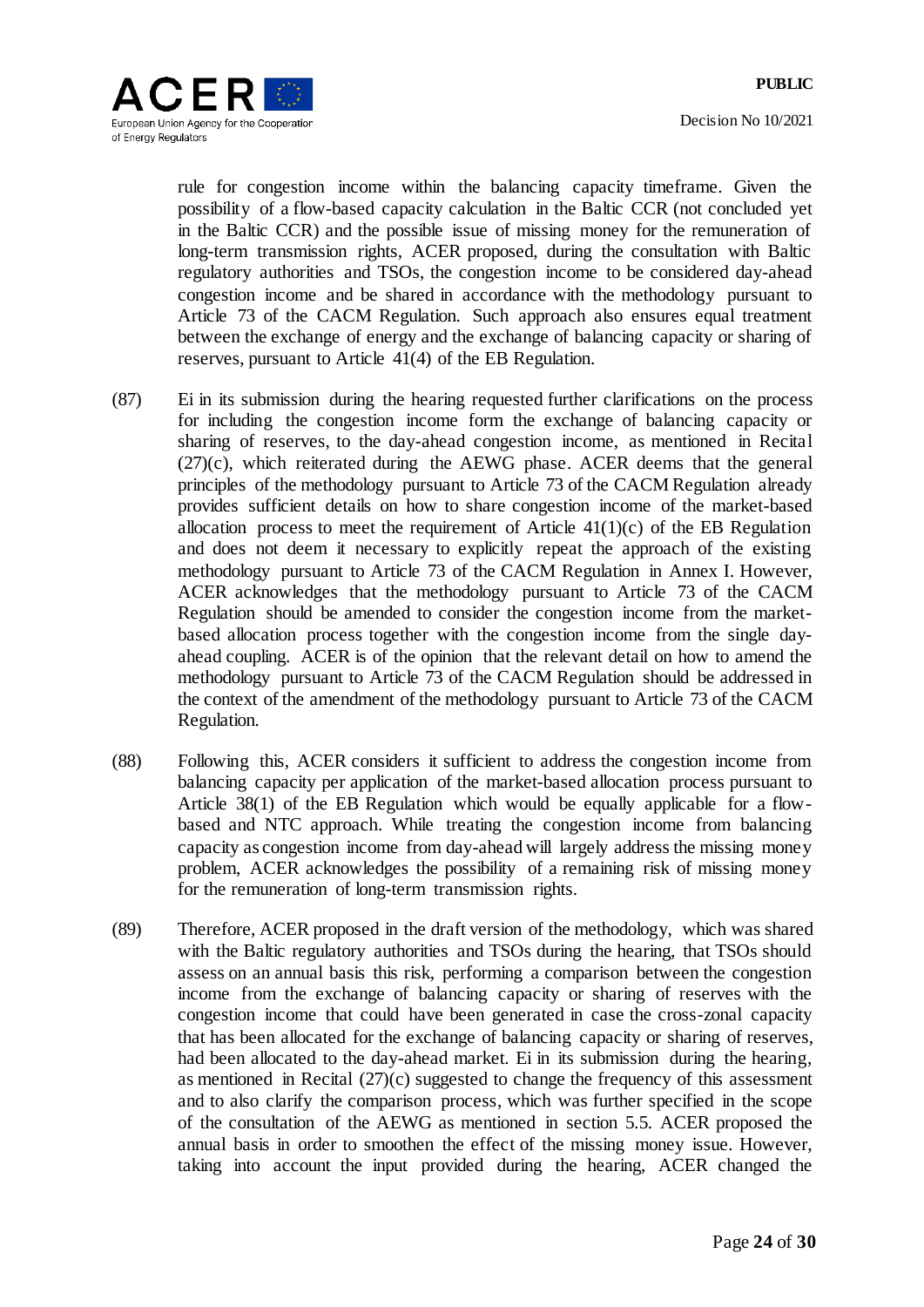rule for congestion income within the balancing capacity timeframe. Given the possibility of a flow-based capacity calculation in the Baltic CCR (not concluded yet in the Baltic CCR) and the possible issue of missing money for the remuneration of long-term transmission rights, ACER proposed, during the consultation with Baltic regulatory authorities and TSOs, the congestion income to be considered day-ahead congestion income and be shared in accordance with the methodology pursuant to Article 73 of the CACM Regulation. Such approach also ensures equal treatment between the exchange of energy and the exchange of balancing capacity or sharing of reserves, pursuant to Article 41(4) of the EB Regulation.

(87) Ei in its submission during the hearing requested further clarifications on the process for including the congestion income form the exchange of balancing capacity or sharing of reserves, to the day-ahead congestion income, as mentioned in Recital (27)(c), which reiterated during the AEWG phase. ACER deems that the general principles of the methodology pursuant to Article 73 of the CACM Regulation already provides sufficient details on how to share congestion income of the market-based allocation process to meet the requirement of Article 41(1)(c) of the EB Regulation and does not deem it necessary to explicitly repeat the approach of the existing methodology pursuant to Article 73 of the CACM Regulation in Annex I. However, ACER acknowledges that the methodology pursuant to Article 73 of the CACM Regulation should be amended to consider the congestion income from the market-based allocation process together with the congestion income from the single day-ahead coupling. ACER is of the opinion that the relevant detail on how to amend the methodology pursuant to Article 73 of the CACM Regulation should be addressed in the context of the amendment of the methodology pursuant to Article 73 of the CACM Regulation.

(88) Following this, ACER considers it sufficient to address the congestion income from balancing capacity per application of the market-based allocation process pursuant to Article 38(1) of the EB Regulation which would be equally applicable for a flow-based and NTC approach. While treating the congestion income from balancing capacity as congestion income from day-ahead will largely address the missing money problem, ACER acknowledges the possibility of a remaining risk of missing money for the remuneration of long-term transmission rights.

(89) Therefore, ACER proposed in the draft version of the methodology, which was shared with the Baltic regulatory authorities and TSOs during the hearing, that TSOs should assess on an annual basis this risk, performing a comparison between the congestion income from the exchange of balancing capacity or sharing of reserves with the congestion income that could have been generated in case the cross-zonal capacity that has been allocated for the exchange of balancing capacity or sharing of reserves, had been allocated to the day-ahead market. Ei in its submission during the hearing, as mentioned in Recital (27)(c) suggested to change the frequency of this assessment and to also clarify the comparison process, which was further specified in the scope of the consultation of the AEWG as mentioned in section 5.5. ACER proposed the annual basis in order to smoothen the effect of the missing money issue. However, taking into account the input provided during the hearing, ACER changed the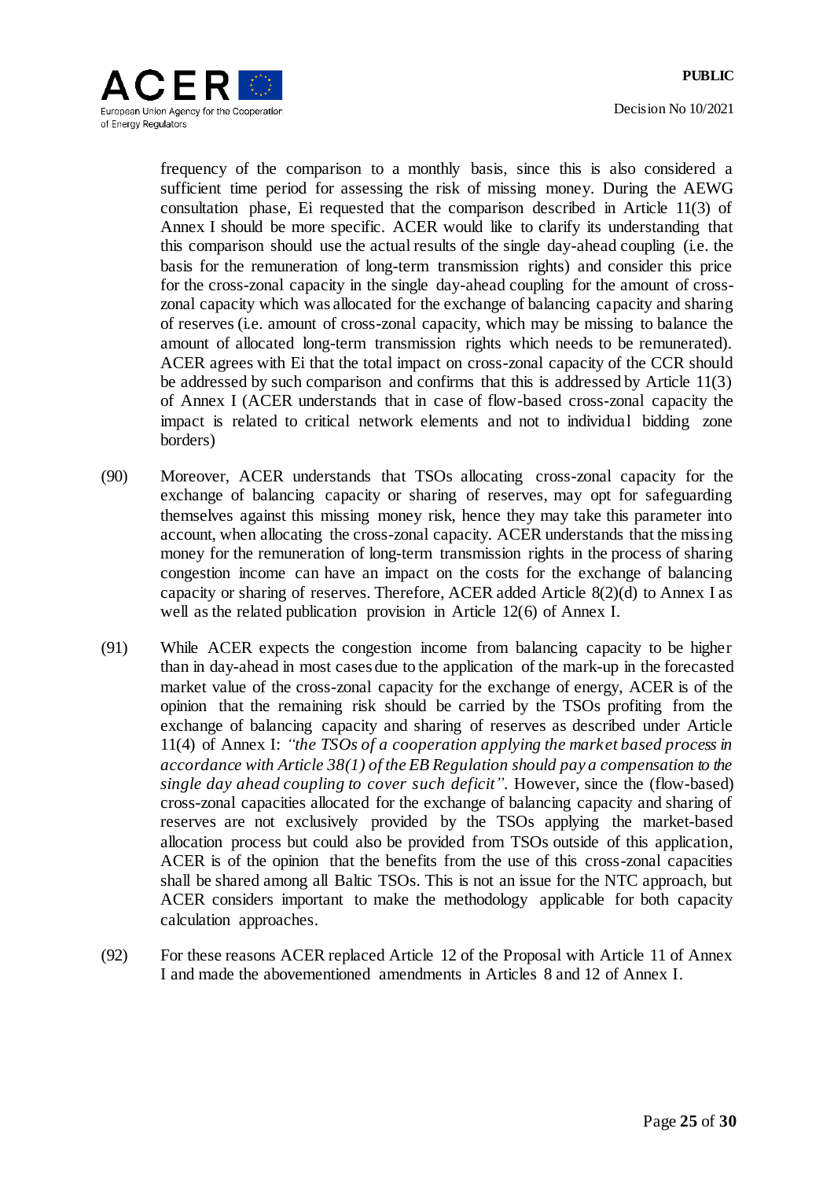frequency of the comparison to a monthly basis, since this is also considered a sufficient time period for assessing the risk of missing money. During the AEWG consultation phase, Ei requested that the comparison described in Article 11(3) of Annex I should be more specific. ACER would like to clarify its understanding that this comparison should use the actual results of the single day-ahead coupling (i.e. the basis for the remuneration of long-term transmission rights) and consider this price for the cross-zonal capacity in the single day-ahead coupling for the amount of cross-zonal capacity which was allocated for the exchange of balancing capacity and sharing of reserves (i.e. amount of cross-zonal capacity, which may be missing to balance the amount of allocated long-term transmission rights which needs to be remunerated). ACER agrees with Ei that the total impact on cross-zonal capacity of the CCR should be addressed by such comparison and confirms that this is addressed by Article 11(3) of Annex I (ACER understands that in case of flow-based cross-zonal capacity the impact is related to critical network elements and not to individual bidding zone borders)

(90) Moreover, ACER understands that TSOs allocating cross-zonal capacity for the exchange of balancing capacity or sharing of reserves, may opt for safeguarding themselves against this missing money risk, hence they may take this parameter into account, when allocating the cross-zonal capacity. ACER understands that the missing money for the remuneration of long-term transmission rights in the process of sharing congestion income can have an impact on the costs for the exchange of balancing capacity or sharing of reserves. Therefore, ACER added Article 8(2)(d) to Annex I as well as the related publication provision in Article 12(6) of Annex I.

(91) While ACER expects the congestion income from balancing capacity to be higher than in day-ahead in most cases due to the application of the mark-up in the forecasted market value of the cross-zonal capacity for the exchange of energy, ACER is of the opinion that the remaining risk should be carried by the TSOs profiting from the exchange of balancing capacity and sharing of reserves as described under Article 11(4) of Annex I: *"the TSOs of a cooperation applying the market based process in accordance with Article 38(1) of the EB Regulation should pay a compensation to the single day ahead coupling to cover such deficit"*. However, since the (flow-based) cross-zonal capacities allocated for the exchange of balancing capacity and sharing of reserves are not exclusively provided by the TSOs applying the market-based allocation process but could also be provided from TSOs outside of this application, ACER is of the opinion that the benefits from the use of this cross-zonal capacities shall be shared among all Baltic TSOs. This is not an issue for the NTC approach, but ACER considers important to make the methodology applicable for both capacity calculation approaches.

(92) For these reasons ACER replaced Article 12 of the Proposal with Article 11 of Annex I and made the abovementioned amendments in Articles 8 and 12 of Annex I.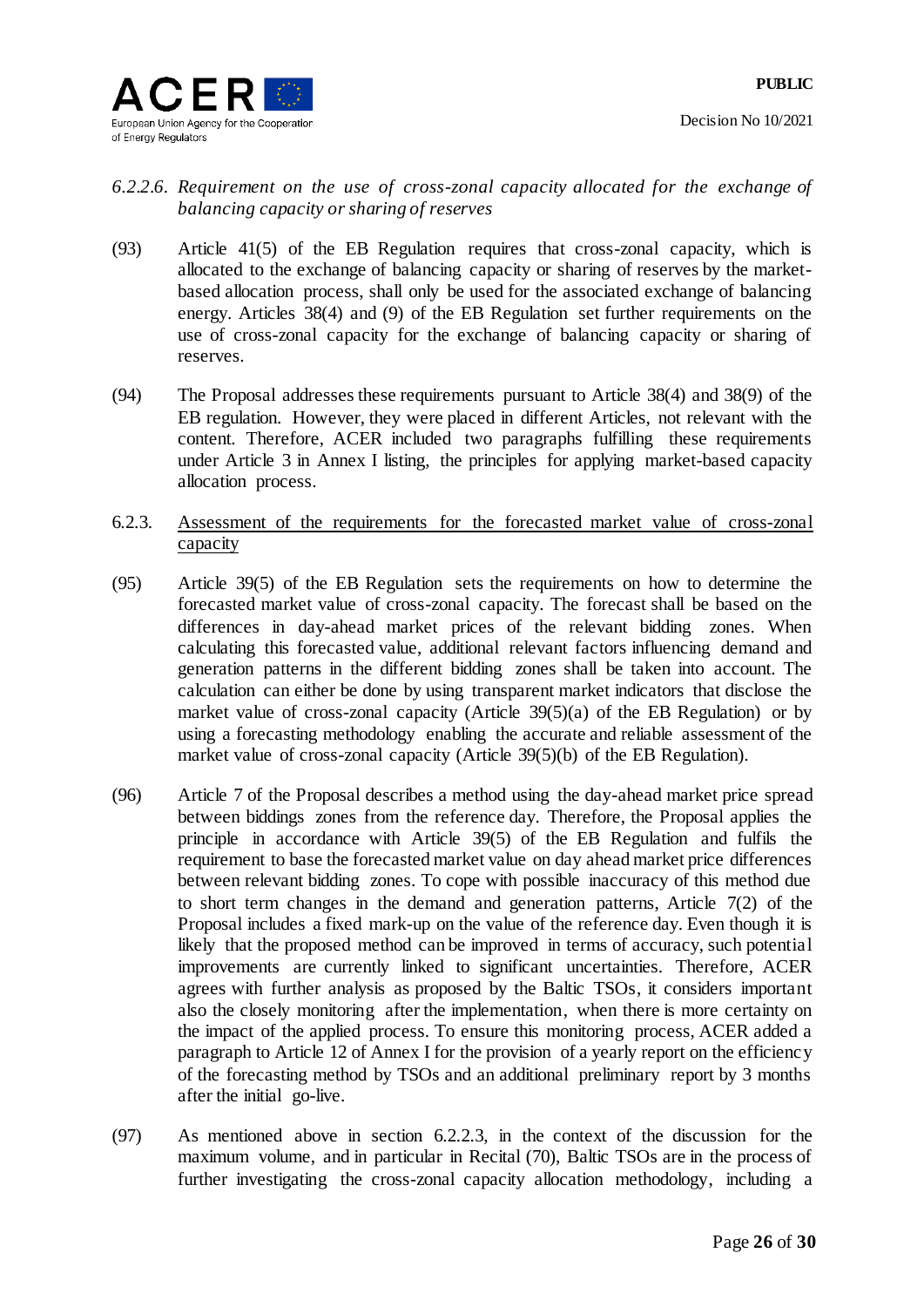*6.2.2.6. Requirement on the use of cross-zonal capacity allocated for the exchange of balancing capacity or sharing of reserves*

(93) Article 41(5) of the EB Regulation requires that cross-zonal capacity, which is allocated to the exchange of balancing capacity or sharing of reserves by the market-based allocation process, shall only be used for the associated exchange of balancing energy. Articles 38(4) and (9) of the EB Regulation set further requirements on the use of cross-zonal capacity for the exchange of balancing capacity or sharing of reserves.

(94) The Proposal addresses these requirements pursuant to Article 38(4) and 38(9) of the EB regulation. However, they were placed in different Articles, not relevant with the content. Therefore, ACER included two paragraphs fulfilling these requirements under Article 3 in Annex I listing, the principles for applying market-based capacity allocation process.

6.2.3. <u>Assessment of the requirements for the forecasted market value of cross-zonal capacity</u>

(95) Article 39(5) of the EB Regulation sets the requirements on how to determine the forecasted market value of cross-zonal capacity. The forecast shall be based on the differences in day-ahead market prices of the relevant bidding zones. When calculating this forecasted value, additional relevant factors influencing demand and generation patterns in the different bidding zones shall be taken into account. The calculation can either be done by using transparent market indicators that disclose the market value of cross-zonal capacity (Article 39(5)(a) of the EB Regulation) or by using a forecasting methodology enabling the accurate and reliable assessment of the market value of cross-zonal capacity (Article 39(5)(b) of the EB Regulation).

(96) Article 7 of the Proposal describes a method using the day-ahead market price spread between biddings zones from the reference day. Therefore, the Proposal applies the principle in accordance with Article 39(5) of the EB Regulation and fulfils the requirement to base the forecasted market value on day ahead market price differences between relevant bidding zones. To cope with possible inaccuracy of this method due to short term changes in the demand and generation patterns, Article 7(2) of the Proposal includes a fixed mark-up on the value of the reference day. Even though it is likely that the proposed method can be improved in terms of accuracy, such potential improvements are currently linked to significant uncertainties. Therefore, ACER agrees with further analysis as proposed by the Baltic TSOs, it considers important also the closely monitoring after the implementation, when there is more certainty on the impact of the applied process. To ensure this monitoring process, ACER added a paragraph to Article 12 of Annex I for the provision of a yearly report on the efficiency of the forecasting method by TSOs and an additional preliminary report by 3 months after the initial go-live.

(97) As mentioned above in section 6.2.2.3, in the context of the discussion for the maximum volume, and in particular in Recital (70), Baltic TSOs are in the process of further investigating the cross-zonal capacity allocation methodology, including a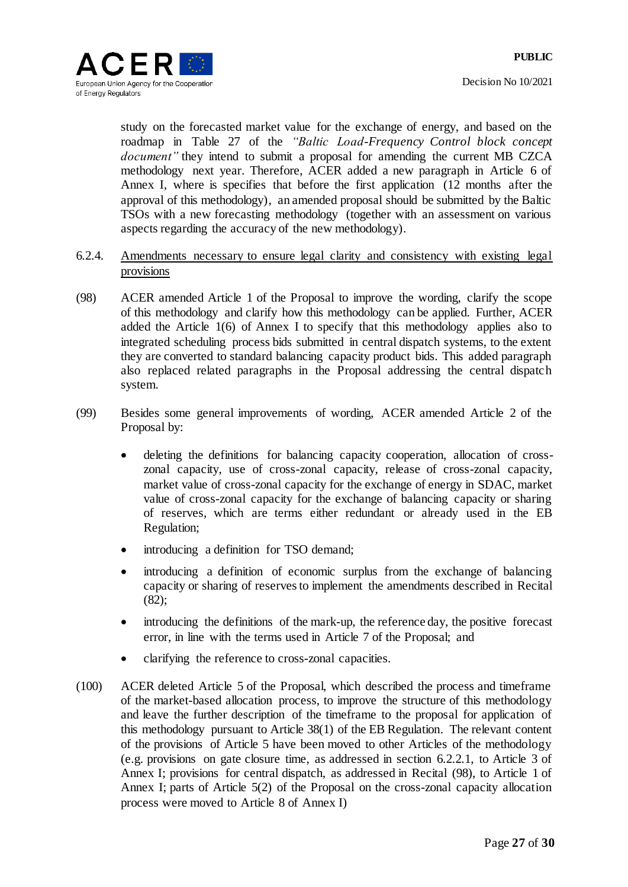study on the forecasted market value for the exchange of energy, and based on the roadmap in Table 27 of the *"Baltic Load-Frequency Control block concept document"* they intend to submit a proposal for amending the current MB CZCA methodology next year. Therefore, ACER added a new paragraph in Article 6 of Annex I, where is specifies that before the first application (12 months after the approval of this methodology), an amended proposal should be submitted by the Baltic TSOs with a new forecasting methodology (together with an assessment on various aspects regarding the accuracy of the new methodology).

6.2.4. Amendments necessary to ensure legal clarity and consistency with existing legal provisions

(98) ACER amended Article 1 of the Proposal to improve the wording, clarify the scope of this methodology and clarify how this methodology can be applied. Further, ACER added the Article 1(6) of Annex I to specify that this methodology applies also to integrated scheduling process bids submitted in central dispatch systems, to the extent they are converted to standard balancing capacity product bids. This added paragraph also replaced related paragraphs in the Proposal addressing the central dispatch system.

(99) Besides some general improvements of wording, ACER amended Article 2 of the Proposal by:

- deleting the definitions for balancing capacity cooperation, allocation of cross-zonal capacity, use of cross-zonal capacity, release of cross-zonal capacity, market value of cross-zonal capacity for the exchange of energy in SDAC, market value of cross-zonal capacity for the exchange of balancing capacity or sharing of reserves, which are terms either redundant or already used in the EB Regulation;
- introducing a definition for TSO demand;
- introducing a definition of economic surplus from the exchange of balancing capacity or sharing of reserves to implement the amendments described in Recital (82);
- introducing the definitions of the mark-up, the reference day, the positive forecast error, in line with the terms used in Article 7 of the Proposal; and
- clarifying the reference to cross-zonal capacities.

(100) ACER deleted Article 5 of the Proposal, which described the process and timeframe of the market-based allocation process, to improve the structure of this methodology and leave the further description of the timeframe to the proposal for application of this methodology pursuant to Article 38(1) of the EB Regulation. The relevant content of the provisions of Article 5 have been moved to other Articles of the methodology (e.g. provisions on gate closure time, as addressed in section 6.2.2.1, to Article 3 of Annex I; provisions for central dispatch, as addressed in Recital (98), to Article 1 of Annex I; parts of Article 5(2) of the Proposal on the cross-zonal capacity allocation process were moved to Article 8 of Annex I)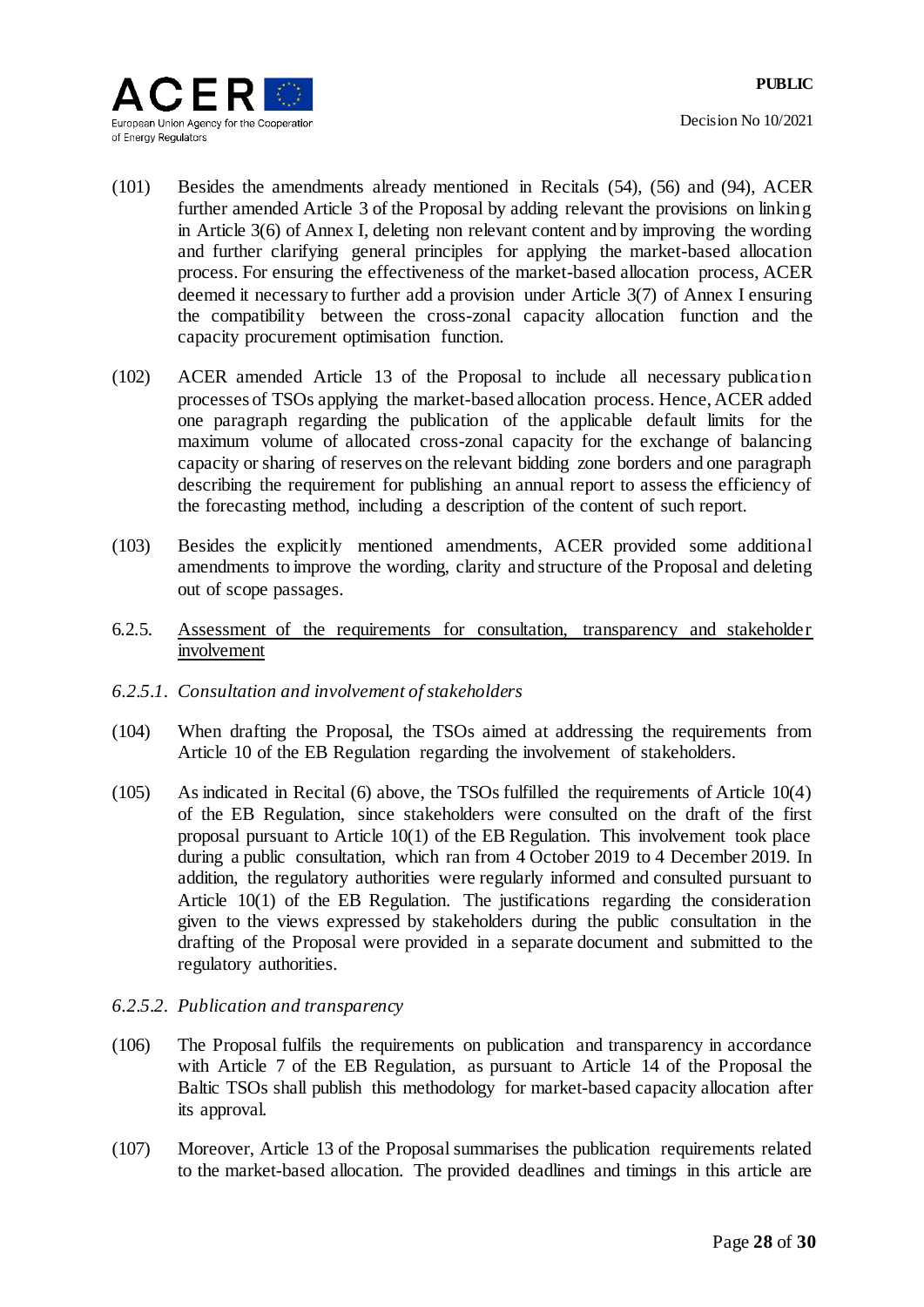(101) Besides the amendments already mentioned in Recitals (54), (56) and (94), ACER further amended Article 3 of the Proposal by adding relevant the provisions on linking in Article 3(6) of Annex I, deleting non relevant content and by improving the wording and further clarifying general principles for applying the market-based allocation process. For ensuring the effectiveness of the market-based allocation process, ACER deemed it necessary to further add a provision under Article 3(7) of Annex I ensuring the compatibility between the cross-zonal capacity allocation function and the capacity procurement optimisation function.

(102) ACER amended Article 13 of the Proposal to include all necessary publication processes of TSOs applying the market-based allocation process. Hence, ACER added one paragraph regarding the publication of the applicable default limits for the maximum volume of allocated cross-zonal capacity for the exchange of balancing capacity or sharing of reserves on the relevant bidding zone borders and one paragraph describing the requirement for publishing an annual report to assess the efficiency of the forecasting method, including a description of the content of such report.

(103) Besides the explicitly mentioned amendments, ACER provided some additional amendments to improve the wording, clarity and structure of the Proposal and deleting out of scope passages.

### 6.2.5. Assessment of the requirements for consultation, transparency and stakeholder involvement

#### *6.2.5.1. Consultation and involvement of stakeholders*

(104) When drafting the Proposal, the TSOs aimed at addressing the requirements from Article 10 of the EB Regulation regarding the involvement of stakeholders.

(105) As indicated in Recital (6) above, the TSOs fulfilled the requirements of Article 10(4) of the EB Regulation, since stakeholders were consulted on the draft of the first proposal pursuant to Article 10(1) of the EB Regulation. This involvement took place during a public consultation, which ran from 4 October 2019 to 4 December 2019. In addition, the regulatory authorities were regularly informed and consulted pursuant to Article 10(1) of the EB Regulation. The justifications regarding the consideration given to the views expressed by stakeholders during the public consultation in the drafting of the Proposal were provided in a separate document and submitted to the regulatory authorities.

#### *6.2.5.2. Publication and transparency*

(106) The Proposal fulfils the requirements on publication and transparency in accordance with Article 7 of the EB Regulation, as pursuant to Article 14 of the Proposal the Baltic TSOs shall publish this methodology for market-based capacity allocation after its approval.

(107) Moreover, Article 13 of the Proposal summarises the publication requirements related to the market-based allocation. The provided deadlines and timings in this article are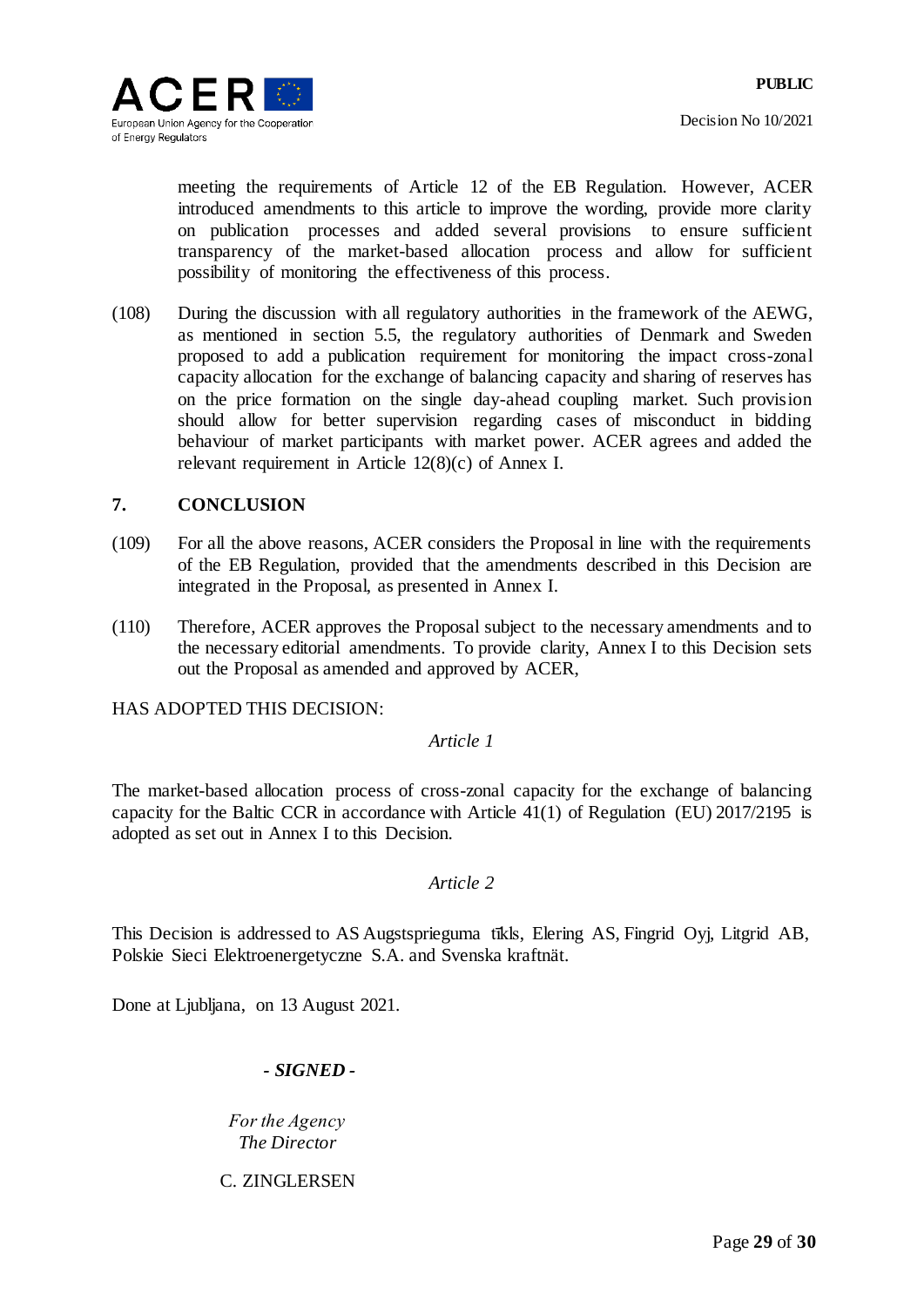meeting the requirements of Article 12 of the EB Regulation. However, ACER introduced amendments to this article to improve the wording, provide more clarity on publication processes and added several provisions to ensure sufficient transparency of the market-based allocation process and allow for sufficient possibility of monitoring the effectiveness of this process.

(108) During the discussion with all regulatory authorities in the framework of the AEWG, as mentioned in section 5.5, the regulatory authorities of Denmark and Sweden proposed to add a publication requirement for monitoring the impact cross-zonal capacity allocation for the exchange of balancing capacity and sharing of reserves has on the price formation on the single day-ahead coupling market. Such provision should allow for better supervision regarding cases of misconduct in bidding behaviour of market participants with market power. ACER agrees and added the relevant requirement in Article 12(8)(c) of Annex I.

## 7. CONCLUSION

(109) For all the above reasons, ACER considers the Proposal in line with the requirements of the EB Regulation, provided that the amendments described in this Decision are integrated in the Proposal, as presented in Annex I.

(110) Therefore, ACER approves the Proposal subject to the necessary amendments and to the necessary editorial amendments. To provide clarity, Annex I to this Decision sets out the Proposal as amended and approved by ACER,

HAS ADOPTED THIS DECISION:

*Article 1*

The market-based allocation process of cross-zonal capacity for the exchange of balancing capacity for the Baltic CCR in accordance with Article 41(1) of Regulation (EU) 2017/2195 is adopted as set out in Annex I to this Decision.

*Article 2*

This Decision is addressed to AS Augstsprieguma tīkls, Elering AS, Fingrid Oyj, Litgrid AB, Polskie Sieci Elektroenergetyczne S.A. and Svenska kraftnät.

Done at Ljubljana, on 13 August 2021.

***- SIGNED -***

*For the Agency*
*The Director*

C. ZINGLERSEN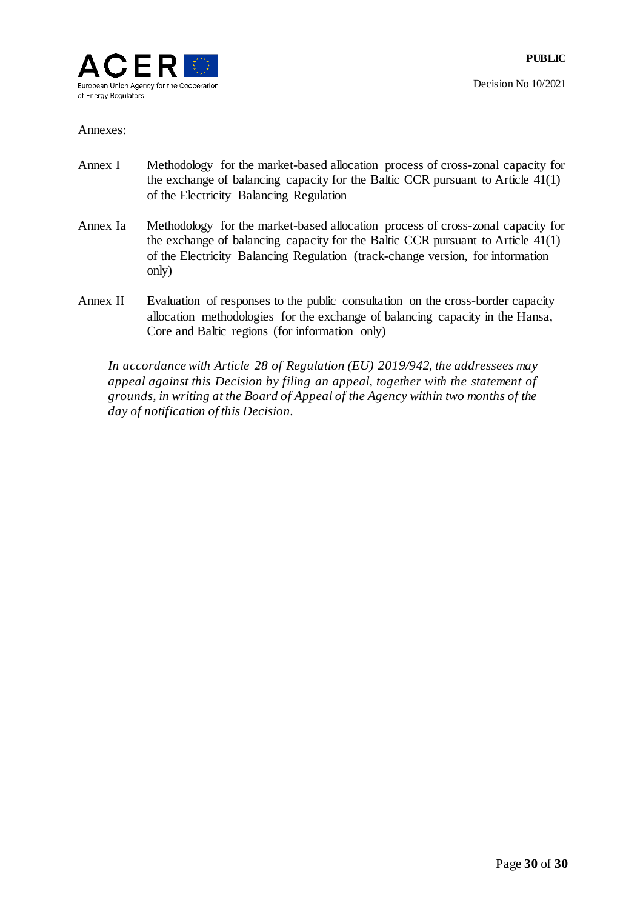Annexes:

Annex I Methodology for the market-based allocation process of cross-zonal capacity for the exchange of balancing capacity for the Baltic CCR pursuant to Article 41(1) of the Electricity Balancing Regulation

Annex Ia Methodology for the market-based allocation process of cross-zonal capacity for the exchange of balancing capacity for the Baltic CCR pursuant to Article 41(1) of the Electricity Balancing Regulation (track-change version, for information only)

Annex II Evaluation of responses to the public consultation on the cross-border capacity allocation methodologies for the exchange of balancing capacity in the Hansa, Core and Baltic regions (for information only)

*In accordance with Article 28 of Regulation (EU) 2019/942, the addressees may appeal against this Decision by filing an appeal, together with the statement of grounds, in writing at the Board of Appeal of the Agency within two months of the day of notification of this Decision.*